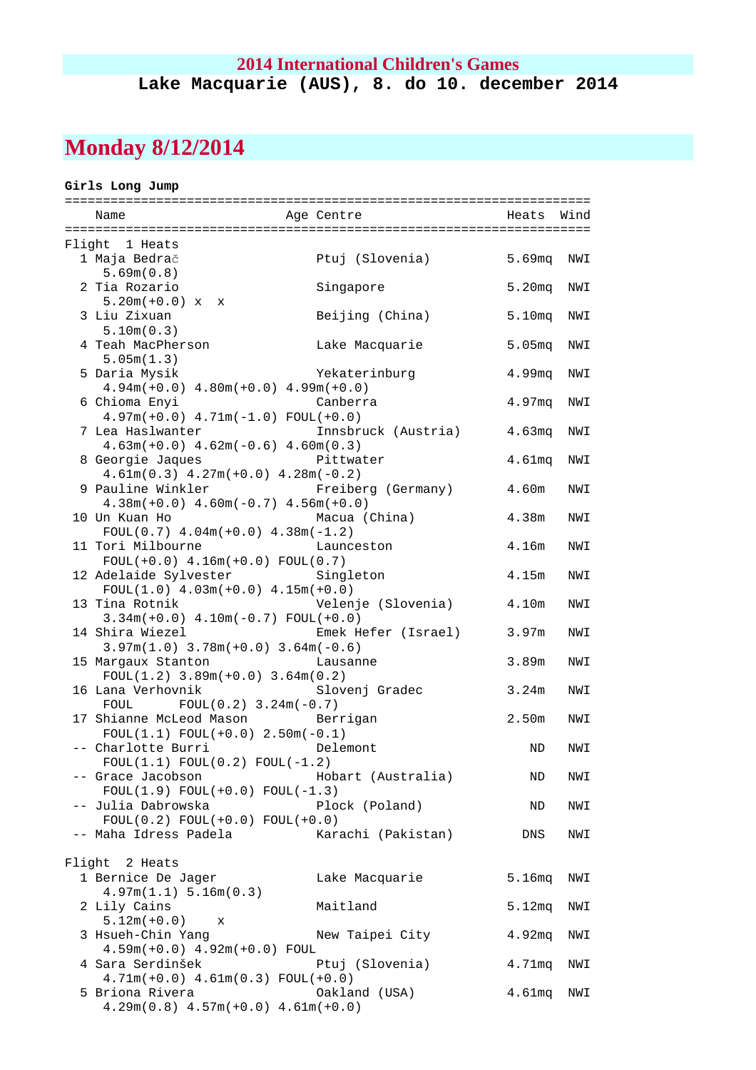# 2014 International Children's Games

**Lake Macquarie (AUS), 8. do 10. december 2014**

## Monday 8/12/2014

**Girls Long Jump**

```
=====================================================================
    Name                    Age Centre                  Heats  Wind
=====================================================================
Flight  1 Heats
  1 Maja Bedrač                 Ptuj (Slovenia)         5.69mq  NWI
     5.69m(0.8)
  2 Tia Rozario                 Singapore               5.20mq  NWI
     5.20m(+0.0)  x   x
  3 Liu Zixuan                  Beijing (China)         5.10mq  NWI
     5.10m(0.3)
  4 Teah MacPherson             Lake Macquarie          5.05mq  NWI
     5.05m(1.3)
  5 Daria Mysik                 Yekaterinburg           4.99mq  NWI
     4.94m(+0.0) 4.80m(+0.0) 4.99m(+0.0)
  6 Chioma Enyi                 Canberra                4.97mq  NWI
     4.97m(+0.0) 4.71m(-1.0) FOUL(+0.0)
  7 Lea Haslwanter              Innsbruck (Austria)     4.63mq  NWI
     4.63m(+0.0) 4.62m(-0.6) 4.60m(0.3)
  8 Georgie Jaques              Pittwater               4.61mq  NWI
     4.61m(0.3) 4.27m(+0.0) 4.28m(-0.2)
  9 Pauline Winkler             Freiberg (Germany)      4.60m   NWI
     4.38m(+0.0) 4.60m(-0.7) 4.56m(+0.0)
 10 Un Kuan Ho                  Macua (China)           4.38m   NWI
     FOUL(0.7) 4.04m(+0.0) 4.38m(-1.2)
 11 Tori Milbourne              Launceston              4.16m   NWI
     FOUL(+0.0) 4.16m(+0.0) FOUL(0.7)
 12 Adelaide Sylvester          Singleton               4.15m   NWI
     FOUL(1.0) 4.03m(+0.0) 4.15m(+0.0)
 13 Tina Rotnik                 Velenje (Slovenia)      4.10m   NWI
     3.34m(+0.0) 4.10m(-0.7) FOUL(+0.0)
 14 Shira Wiezel                Emek Hefer (Israel)     3.97m   NWI
     3.97m(1.0) 3.78m(+0.0) 3.64m(-0.6)
 15 Margaux Stanton             Lausanne                3.89m   NWI
     FOUL(1.2) 3.89m(+0.0) 3.64m(0.2)
 16 Lana Verhovnik              Slovenj Gradec          3.24m   NWI
     FOUL      FOUL(0.2) 3.24m(-0.7)
 17 Shianne McLeod Mason        Berrigan                2.50m   NWI
     FOUL(1.1) FOUL(+0.0) 2.50m(-0.1)
 -- Charlotte Burri             Delemont                  ND    NWI
     FOUL(1.1) FOUL(0.2) FOUL(-1.2)
 -- Grace Jacobson              Hobart (Australia)        ND    NWI
     FOUL(1.9) FOUL(+0.0) FOUL(-1.3)
 -- Julia Dabrowska             Plock (Poland)            ND    NWI
     FOUL(0.2) FOUL(+0.0) FOUL(+0.0)
 -- Maha Idress Padela          Karachi (Pakistan)       DNS    NWI

Flight  2 Heats
  1 Bernice De Jager            Lake Macquarie          5.16mq  NWI
     4.97m(1.1) 5.16m(0.3)
  2 Lily Cains                  Maitland                5.12mq  NWI
     5.12m(+0.0)     x
  3 Hsueh-Chin Yang             New Taipei City         4.92mq  NWI
     4.59m(+0.0) 4.92m(+0.0) FOUL
  4 Sara Serdinšek              Ptuj (Slovenia)         4.71mq  NWI
     4.71m(+0.0) 4.61m(0.3) FOUL(+0.0)
  5 Briona Rivera               Oakland (USA)           4.61mq  NWI
     4.29m(0.8) 4.57m(+0.0) 4.61m(+0.0)
```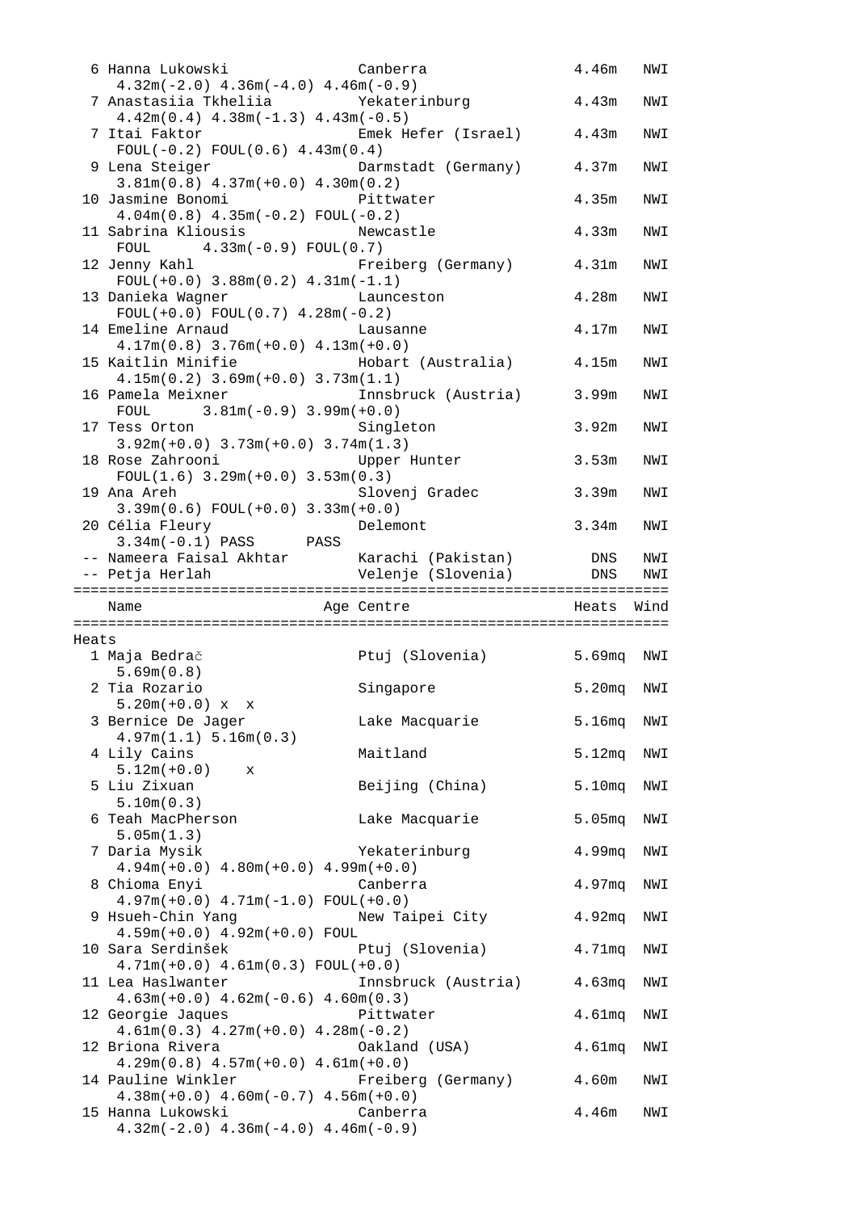```
  6 Hanna Lukowski              Canberra                4.46m   NWI
     4.32m(-2.0) 4.36m(-4.0) 4.46m(-0.9)
  7 Anastasiia Tkheliia         Yekaterinburg           4.43m   NWI
     4.42m(0.4) 4.38m(-1.3) 4.43m(-0.5)
  7 Itai Faktor                 Emek Hefer (Israel)     4.43m   NWI
     FOUL(-0.2) FOUL(0.6) 4.43m(0.4)
  9 Lena Steiger                Darmstadt (Germany)     4.37m   NWI
     3.81m(0.8) 4.37m(+0.0) 4.30m(0.2)
 10 Jasmine Bonomi              Pittwater               4.35m   NWI
     4.04m(0.8) 4.35m(-0.2) FOUL(-0.2)
 11 Sabrina Kliousis            Newcastle               4.33m   NWI
     FOUL      4.33m(-0.9) FOUL(0.7)
 12 Jenny Kahl                  Freiberg (Germany)      4.31m   NWI
     FOUL(+0.0) 3.88m(0.2) 4.31m(-1.1)
 13 Danieka Wagner              Launceston              4.28m   NWI
     FOUL(+0.0) FOUL(0.7) 4.28m(-0.2)
 14 Emeline Arnaud              Lausanne                4.17m   NWI
     4.17m(0.8) 3.76m(+0.0) 4.13m(+0.0)
 15 Kaitlin Minifie             Hobart (Australia)      4.15m   NWI
     4.15m(0.2) 3.69m(+0.0) 3.73m(1.1)
 16 Pamela Meixner              Innsbruck (Austria)     3.99m   NWI
     FOUL      3.81m(-0.9) 3.99m(+0.0)
 17 Tess Orton                  Singleton               3.92m   NWI
     3.92m(+0.0) 3.73m(+0.0) 3.74m(1.3)
 18 Rose Zahrooni               Upper Hunter            3.53m   NWI
     FOUL(1.6) 3.29m(+0.0) 3.53m(0.3)
 19 Ana Areh                    Slovenj Gradec          3.39m   NWI
     3.39m(0.6) FOUL(+0.0) 3.33m(+0.0)
 20 Célia Fleury                Delemont                3.34m   NWI
     3.34m(-0.1) PASS      PASS
 -- Nameera Faisal Akhtar       Karachi (Pakistan)        DNS   NWI
 -- Petja Herlah                Velenje (Slovenia)        DNS   NWI
===================================================================
    Name                    Age Centre                  Heats  Wind
===================================================================
Heats
  1 Maja Bedrač                 Ptuj (Slovenia)         5.69mq  NWI
     5.69m(0.8)
  2 Tia Rozario                 Singapore               5.20mq  NWI
     5.20m(+0.0) x  x
  3 Bernice De Jager            Lake Macquarie          5.16mq  NWI
     4.97m(1.1) 5.16m(0.3)
  4 Lily Cains                  Maitland                5.12mq  NWI
     5.12m(+0.0)    x
  5 Liu Zixuan                  Beijing (China)         5.10mq  NWI
     5.10m(0.3)
  6 Teah MacPherson             Lake Macquarie          5.05mq  NWI
     5.05m(1.3)
  7 Daria Mysik                 Yekaterinburg           4.99mq  NWI
     4.94m(+0.0) 4.80m(+0.0) 4.99m(+0.0)
  8 Chioma Enyi                 Canberra                4.97mq  NWI
     4.97m(+0.0) 4.71m(-1.0) FOUL(+0.0)
  9 Hsueh-Chin Yang             New Taipei City         4.92mq  NWI
     4.59m(+0.0) 4.92m(+0.0) FOUL
 10 Sara Serdinšek              Ptuj (Slovenia)         4.71mq  NWI
     4.71m(+0.0) 4.61m(0.3) FOUL(+0.0)
 11 Lea Haslwanter              Innsbruck (Austria)     4.63mq  NWI
     4.63m(+0.0) 4.62m(-0.6) 4.60m(0.3)
 12 Georgie Jaques              Pittwater               4.61mq  NWI
     4.61m(0.3) 4.27m(+0.0) 4.28m(-0.2)
 12 Briona Rivera               Oakland (USA)           4.61mq  NWI
     4.29m(0.8) 4.57m(+0.0) 4.61m(+0.0)
 14 Pauline Winkler             Freiberg (Germany)      4.60m   NWI
     4.38m(+0.0) 4.60m(-0.7) 4.56m(+0.0)
 15 Hanna Lukowski              Canberra                4.46m   NWI
     4.32m(-2.0) 4.36m(-4.0) 4.46m(-0.9)
```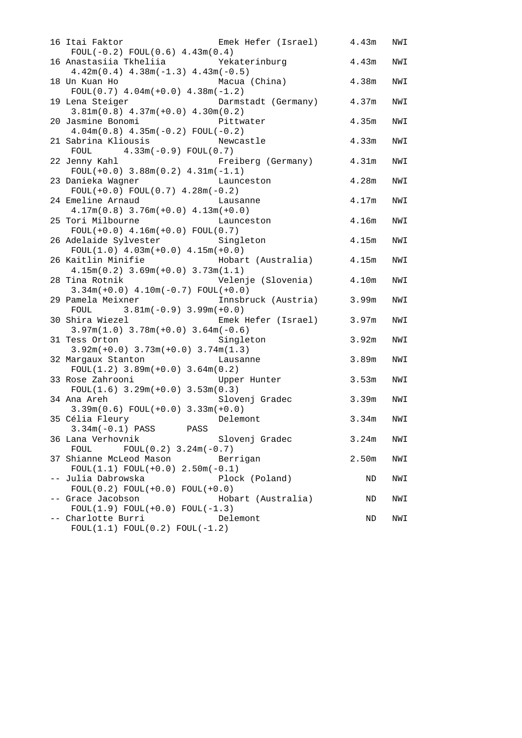```
16 Itai Faktor                 Emek Hefer (Israel)      4.43m   NWI
   FOUL(-0.2) FOUL(0.6) 4.43m(0.4)
16 Anastasiia Tkheliia         Yekaterinburg            4.43m   NWI
   4.42m(0.4) 4.38m(-1.3) 4.43m(-0.5)
18 Un Kuan Ho                  Macua (China)            4.38m   NWI
   FOUL(0.7) 4.04m(+0.0) 4.38m(-1.2)
19 Lena Steiger                Darmstadt (Germany)      4.37m   NWI
   3.81m(0.8) 4.37m(+0.0) 4.30m(0.2)
20 Jasmine Bonomi              Pittwater                4.35m   NWI
   4.04m(0.8) 4.35m(-0.2) FOUL(-0.2)
21 Sabrina Kliousis            Newcastle                4.33m   NWI
   FOUL     4.33m(-0.9) FOUL(0.7)
22 Jenny Kahl                  Freiberg (Germany)       4.31m   NWI
   FOUL(+0.0) 3.88m(0.2) 4.31m(-1.1)
23 Danieka Wagner              Launceston               4.28m   NWI
   FOUL(+0.0) FOUL(0.7) 4.28m(-0.2)
24 Emeline Arnaud              Lausanne                 4.17m   NWI
   4.17m(0.8) 3.76m(+0.0) 4.13m(+0.0)
25 Tori Milbourne              Launceston               4.16m   NWI
   FOUL(+0.0) 4.16m(+0.0) FOUL(0.7)
26 Adelaide Sylvester          Singleton                4.15m   NWI
   FOUL(1.0) 4.03m(+0.0) 4.15m(+0.0)
26 Kaitlin Minifie             Hobart (Australia)       4.15m   NWI
   4.15m(0.2) 3.69m(+0.0) 3.73m(1.1)
28 Tina Rotnik                 Velenje (Slovenia)       4.10m   NWI
   3.34m(+0.0) 4.10m(-0.7) FOUL(+0.0)
29 Pamela Meixner              Innsbruck (Austria)      3.99m   NWI
   FOUL     3.81m(-0.9) 3.99m(+0.0)
30 Shira Wiezel                Emek Hefer (Israel)      3.97m   NWI
   3.97m(1.0) 3.78m(+0.0) 3.64m(-0.6)
31 Tess Orton                  Singleton                3.92m   NWI
   3.92m(+0.0) 3.73m(+0.0) 3.74m(1.3)
32 Margaux Stanton             Lausanne                 3.89m   NWI
   FOUL(1.2) 3.89m(+0.0) 3.64m(0.2)
33 Rose Zahrooni               Upper Hunter             3.53m   NWI
   FOUL(1.6) 3.29m(+0.0) 3.53m(0.3)
34 Ana Areh                    Slovenj Gradec           3.39m   NWI
   3.39m(0.6) FOUL(+0.0) 3.33m(+0.0)
35 Célia Fleury                Delemont                 3.34m   NWI
   3.34m(-0.1) PASS      PASS
36 Lana Verhovnik              Slovenj Gradec           3.24m   NWI
   FOUL     FOUL(0.2) 3.24m(-0.7)
37 Shianne McLeod Mason        Berrigan                 2.50m   NWI
   FOUL(1.1) FOUL(+0.0) 2.50m(-0.1)
-- Julia Dabrowska             Plock (Poland)              ND   NWI
   FOUL(0.2) FOUL(+0.0) FOUL(+0.0)
-- Grace Jacobson              Hobart (Australia)          ND   NWI
   FOUL(1.9) FOUL(+0.0) FOUL(-1.3)
-- Charlotte Burri             Delemont                    ND   NWI
   FOUL(1.1) FOUL(0.2) FOUL(-1.2)
```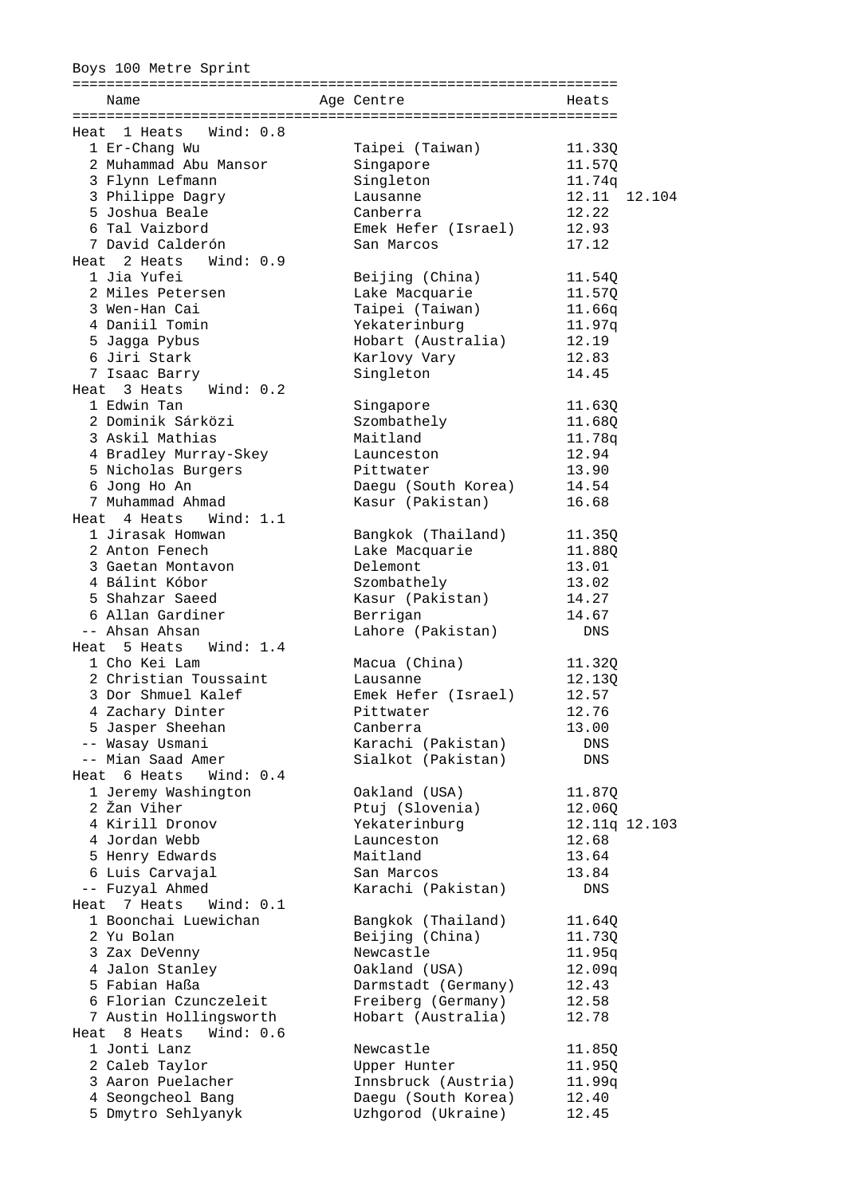Boys 100 Metre Sprint

| | Name | Age | Centre | Heats | |
|---|---|---|---|---|---|
| **Heat 1 Heats Wind: 0.8** | | | | | |
| 1 | Er-Chang Wu | | Taipei (Taiwan) | 11.33Q | |
| 2 | Muhammad Abu Mansor | | Singapore | 11.57Q | |
| 3 | Flynn Lefmann | | Singleton | 11.74q | |
| 3 | Philippe Dagry | | Lausanne | 12.11 | 12.104 |
| 5 | Joshua Beale | | Canberra | 12.22 | |
| 6 | Tal Vaizbord | | Emek Hefer (Israel) | 12.93 | |
| 7 | David Calderón | | San Marcos | 17.12 | |
| **Heat 2 Heats Wind: 0.9** | | | | | |
| 1 | Jia Yufei | | Beijing (China) | 11.54Q | |
| 2 | Miles Petersen | | Lake Macquarie | 11.57Q | |
| 3 | Wen-Han Cai | | Taipei (Taiwan) | 11.66q | |
| 4 | Daniil Tomin | | Yekaterinburg | 11.97q | |
| 5 | Jagga Pybus | | Hobart (Australia) | 12.19 | |
| 6 | Jiri Stark | | Karlovy Vary | 12.83 | |
| 7 | Isaac Barry | | Singleton | 14.45 | |
| **Heat 3 Heats Wind: 0.2** | | | | | |
| 1 | Edwin Tan | | Singapore | 11.63Q | |
| 2 | Dominik Sárközi | | Szombathely | 11.68Q | |
| 3 | Askil Mathias | | Maitland | 11.78q | |
| 4 | Bradley Murray-Skey | | Launceston | 12.94 | |
| 5 | Nicholas Burgers | | Pittwater | 13.90 | |
| 6 | Jong Ho An | | Daegu (South Korea) | 14.54 | |
| 7 | Muhammad Ahmad | | Kasur (Pakistan) | 16.68 | |
| **Heat 4 Heats Wind: 1.1** | | | | | |
| 1 | Jirasak Homwan | | Bangkok (Thailand) | 11.35Q | |
| 2 | Anton Fenech | | Lake Macquarie | 11.88Q | |
| 3 | Gaetan Montavon | | Delemont | 13.01 | |
| 4 | Bálint Kóbor | | Szombathely | 13.02 | |
| 5 | Shahzar Saeed | | Kasur (Pakistan) | 14.27 | |
| 6 | Allan Gardiner | | Berrigan | 14.67 | |
| -- | Ahsan Ahsan | | Lahore (Pakistan) | DNS | |
| **Heat 5 Heats Wind: 1.4** | | | | | |
| 1 | Cho Kei Lam | | Macua (China) | 11.32Q | |
| 2 | Christian Toussaint | | Lausanne | 12.13Q | |
| 3 | Dor Shmuel Kalef | | Emek Hefer (Israel) | 12.57 | |
| 4 | Zachary Dinter | | Pittwater | 12.76 | |
| 5 | Jasper Sheehan | | Canberra | 13.00 | |
| -- | Wasay Usmani | | Karachi (Pakistan) | DNS | |
| -- | Mian Saad Amer | | Sialkot (Pakistan) | DNS | |
| **Heat 6 Heats Wind: 0.4** | | | | | |
| 1 | Jeremy Washington | | Oakland (USA) | 11.87Q | |
| 2 | Žan Viher | | Ptuj (Slovenia) | 12.06Q | |
| 4 | Kirill Dronov | | Yekaterinburg | 12.11q | 12.103 |
| 4 | Jordan Webb | | Launceston | 12.68 | |
| 5 | Henry Edwards | | Maitland | 13.64 | |
| 6 | Luis Carvajal | | San Marcos | 13.84 | |
| -- | Fuzyal Ahmed | | Karachi (Pakistan) | DNS | |
| **Heat 7 Heats Wind: 0.1** | | | | | |
| 1 | Boonchai Luewichan | | Bangkok (Thailand) | 11.64Q | |
| 2 | Yu Bolan | | Beijing (China) | 11.73Q | |
| 3 | Zax DeVenny | | Newcastle | 11.95q | |
| 4 | Jalon Stanley | | Oakland (USA) | 12.09q | |
| 5 | Fabian Haßa | | Darmstadt (Germany) | 12.43 | |
| 6 | Florian Czunczeleit | | Freiberg (Germany) | 12.58 | |
| 7 | Austin Hollingsworth | | Hobart (Australia) | 12.78 | |
| **Heat 8 Heats Wind: 0.6** | | | | | |
| 1 | Jonti Lanz | | Newcastle | 11.85Q | |
| 2 | Caleb Taylor | | Upper Hunter | 11.95Q | |
| 3 | Aaron Puelacher | | Innsbruck (Austria) | 11.99q | |
| 4 | Seongcheol Bang | | Daegu (South Korea) | 12.40 | |
| 5 | Dmytro Sehlyanyk | | Uzhgorod (Ukraine) | 12.45 | |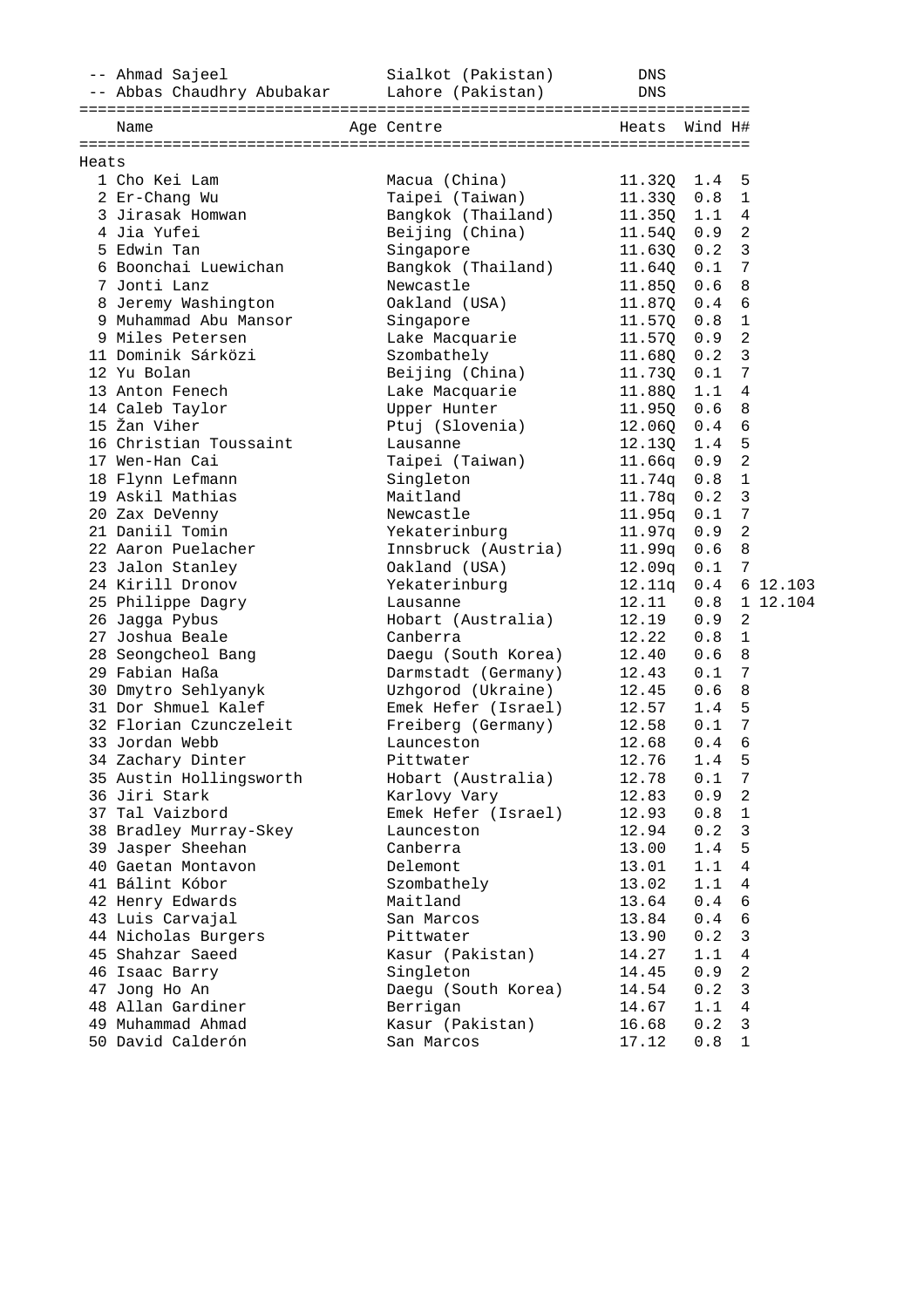| | Name | Age | Centre | Heats | Wind | H# | |
|---|---|---|---|---|---|---|---|
| -- | Ahmad Sajeel | | Sialkot (Pakistan) | DNS | | | |
| -- | Abbas Chaudhry Abubakar | | Lahore (Pakistan) | DNS | | | |

| | Name | Age | Centre | Heats | Wind | H# | |
|---|---|---|---|---|---|---|---|
| **Heats** | | | | | | | |
| 1 | Cho Kei Lam | | Macua (China) | 11.32Q | 1.4 | 5 | |
| 2 | Er-Chang Wu | | Taipei (Taiwan) | 11.33Q | 0.8 | 1 | |
| 3 | Jirasak Homwan | | Bangkok (Thailand) | 11.35Q | 1.1 | 4 | |
| 4 | Jia Yufei | | Beijing (China) | 11.54Q | 0.9 | 2 | |
| 5 | Edwin Tan | | Singapore | 11.63Q | 0.2 | 3 | |
| 6 | Boonchai Luewichan | | Bangkok (Thailand) | 11.64Q | 0.1 | 7 | |
| 7 | Jonti Lanz | | Newcastle | 11.85Q | 0.6 | 8 | |
| 8 | Jeremy Washington | | Oakland (USA) | 11.87Q | 0.4 | 6 | |
| 9 | Muhammad Abu Mansor | | Singapore | 11.57Q | 0.8 | 1 | |
| 9 | Miles Petersen | | Lake Macquarie | 11.57Q | 0.9 | 2 | |
| 11 | Dominik Sárközi | | Szombathely | 11.68Q | 0.2 | 3 | |
| 12 | Yu Bolan | | Beijing (China) | 11.73Q | 0.1 | 7 | |
| 13 | Anton Fenech | | Lake Macquarie | 11.88Q | 1.1 | 4 | |
| 14 | Caleb Taylor | | Upper Hunter | 11.95Q | 0.6 | 8 | |
| 15 | Žan Viher | | Ptuj (Slovenia) | 12.06Q | 0.4 | 6 | |
| 16 | Christian Toussaint | | Lausanne | 12.13Q | 1.4 | 5 | |
| 17 | Wen-Han Cai | | Taipei (Taiwan) | 11.66q | 0.9 | 2 | |
| 18 | Flynn Lefmann | | Singleton | 11.74q | 0.8 | 1 | |
| 19 | Askil Mathias | | Maitland | 11.78q | 0.2 | 3 | |
| 20 | Zax DeVenny | | Newcastle | 11.95q | 0.1 | 7 | |
| 21 | Daniil Tomin | | Yekaterinburg | 11.97q | 0.9 | 2 | |
| 22 | Aaron Puelacher | | Innsbruck (Austria) | 11.99q | 0.6 | 8 | |
| 23 | Jalon Stanley | | Oakland (USA) | 12.09q | 0.1 | 7 | |
| 24 | Kirill Dronov | | Yekaterinburg | 12.11q | 0.4 | 6 | 12.103 |
| 25 | Philippe Dagry | | Lausanne | 12.11 | 0.8 | 1 | 12.104 |
| 26 | Jagga Pybus | | Hobart (Australia) | 12.19 | 0.9 | 2 | |
| 27 | Joshua Beale | | Canberra | 12.22 | 0.8 | 1 | |
| 28 | Seongcheol Bang | | Daegu (South Korea) | 12.40 | 0.6 | 8 | |
| 29 | Fabian Haßa | | Darmstadt (Germany) | 12.43 | 0.1 | 7 | |
| 30 | Dmytro Sehlyanyk | | Uzhgorod (Ukraine) | 12.45 | 0.6 | 8 | |
| 31 | Dor Shmuel Kalef | | Emek Hefer (Israel) | 12.57 | 1.4 | 5 | |
| 32 | Florian Czunczeleit | | Freiberg (Germany) | 12.58 | 0.1 | 7 | |
| 33 | Jordan Webb | | Launceston | 12.68 | 0.4 | 6 | |
| 34 | Zachary Dinter | | Pittwater | 12.76 | 1.4 | 5 | |
| 35 | Austin Hollingsworth | | Hobart (Australia) | 12.78 | 0.1 | 7 | |
| 36 | Jiri Stark | | Karlovy Vary | 12.83 | 0.9 | 2 | |
| 37 | Tal Vaizbord | | Emek Hefer (Israel) | 12.93 | 0.8 | 1 | |
| 38 | Bradley Murray-Skey | | Launceston | 12.94 | 0.2 | 3 | |
| 39 | Jasper Sheehan | | Canberra | 13.00 | 1.4 | 5 | |
| 40 | Gaetan Montavon | | Delemont | 13.01 | 1.1 | 4 | |
| 41 | Bálint Kóbor | | Szombathely | 13.02 | 1.1 | 4 | |
| 42 | Henry Edwards | | Maitland | 13.64 | 0.4 | 6 | |
| 43 | Luis Carvajal | | San Marcos | 13.84 | 0.4 | 6 | |
| 44 | Nicholas Burgers | | Pittwater | 13.90 | 0.2 | 3 | |
| 45 | Shahzar Saeed | | Kasur (Pakistan) | 14.27 | 1.1 | 4 | |
| 46 | Isaac Barry | | Singleton | 14.45 | 0.9 | 2 | |
| 47 | Jong Ho An | | Daegu (South Korea) | 14.54 | 0.2 | 3 | |
| 48 | Allan Gardiner | | Berrigan | 14.67 | 1.1 | 4 | |
| 49 | Muhammad Ahmad | | Kasur (Pakistan) | 16.68 | 0.2 | 3 | |
| 50 | David Calderón | | San Marcos | 17.12 | 0.8 | 1 | |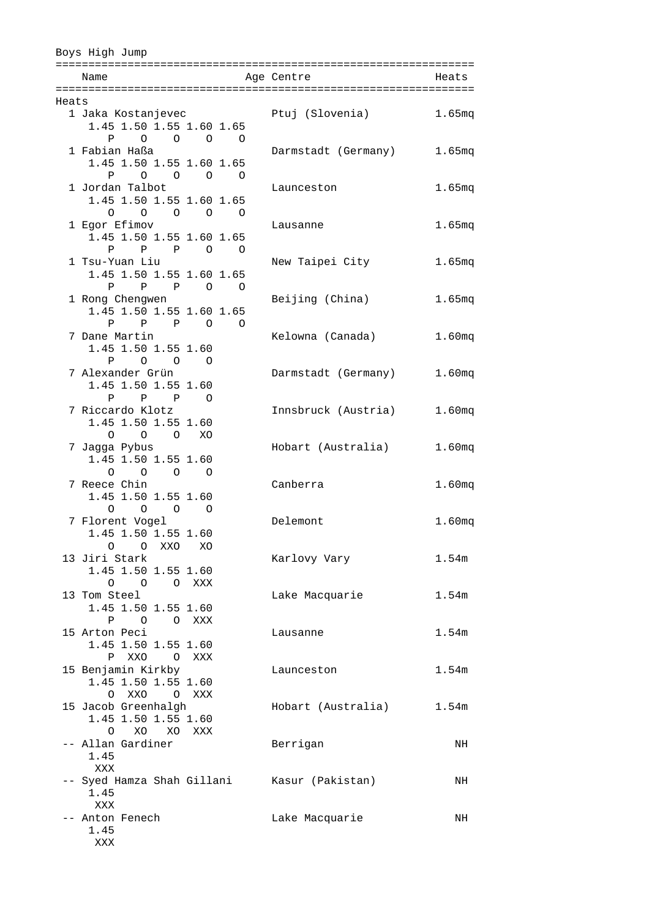Boys High Jump

```
===============================================================
    Name                     Age Centre                 Heats
===============================================================
Heats
  1 Jaka Kostanjevec             Ptuj (Slovenia)        1.65mq
     1.45 1.50 1.55 1.60 1.65
        P    O    O    O    O
  1 Fabian Haßa                  Darmstadt (Germany)    1.65mq
     1.45 1.50 1.55 1.60 1.65
        P    O    O    O    O
  1 Jordan Talbot                Launceston             1.65mq
     1.45 1.50 1.55 1.60 1.65
        O    O    O    O    O
  1 Egor Efimov                  Lausanne               1.65mq
     1.45 1.50 1.55 1.60 1.65
        P    P    P    O    O
  1 Tsu-Yuan Liu                 New Taipei City        1.65mq
     1.45 1.50 1.55 1.60 1.65
        P    P    P    O    O
  1 Rong Chengwen                Beijing (China)        1.65mq
     1.45 1.50 1.55 1.60 1.65
        P    P    P    O    O
  7 Dane Martin                  Kelowna (Canada)       1.60mq
     1.45 1.50 1.55 1.60
        P    O    O    O
  7 Alexander Grün               Darmstadt (Germany)    1.60mq
     1.45 1.50 1.55 1.60
        P    P    P    O
  7 Riccardo Klotz               Innsbruck (Austria)    1.60mq
     1.45 1.50 1.55 1.60
        O    O    O   XO
  7 Jagga Pybus                  Hobart (Australia)     1.60mq
     1.45 1.50 1.55 1.60
        O    O    O    O
  7 Reece Chin                   Canberra               1.60mq
     1.45 1.50 1.55 1.60
        O    O    O    O
  7 Florent Vogel                Delemont               1.60mq
     1.45 1.50 1.55 1.60
        O    O  XXO   XO
 13 Jiri Stark                   Karlovy Vary           1.54m
     1.45 1.50 1.55 1.60
        O    O    O  XXX
 13 Tom Steel                    Lake Macquarie         1.54m
     1.45 1.50 1.55 1.60
        P    O    O  XXX
 15 Arton Peci                   Lausanne               1.54m
     1.45 1.50 1.55 1.60
        P  XXO    O  XXX
 15 Benjamin Kirkby              Launceston             1.54m
     1.45 1.50 1.55 1.60
        O  XXO    O  XXX
 15 Jacob Greenhalgh             Hobart (Australia)     1.54m
     1.45 1.50 1.55 1.60
        O   XO   XO  XXX
 -- Allan Gardiner               Berrigan                  NH
     1.45
      XXX
 -- Syed Hamza Shah Gillani      Kasur (Pakistan)          NH
     1.45
      XXX
 -- Anton Fenech                 Lake Macquarie            NH
     1.45
      XXX
```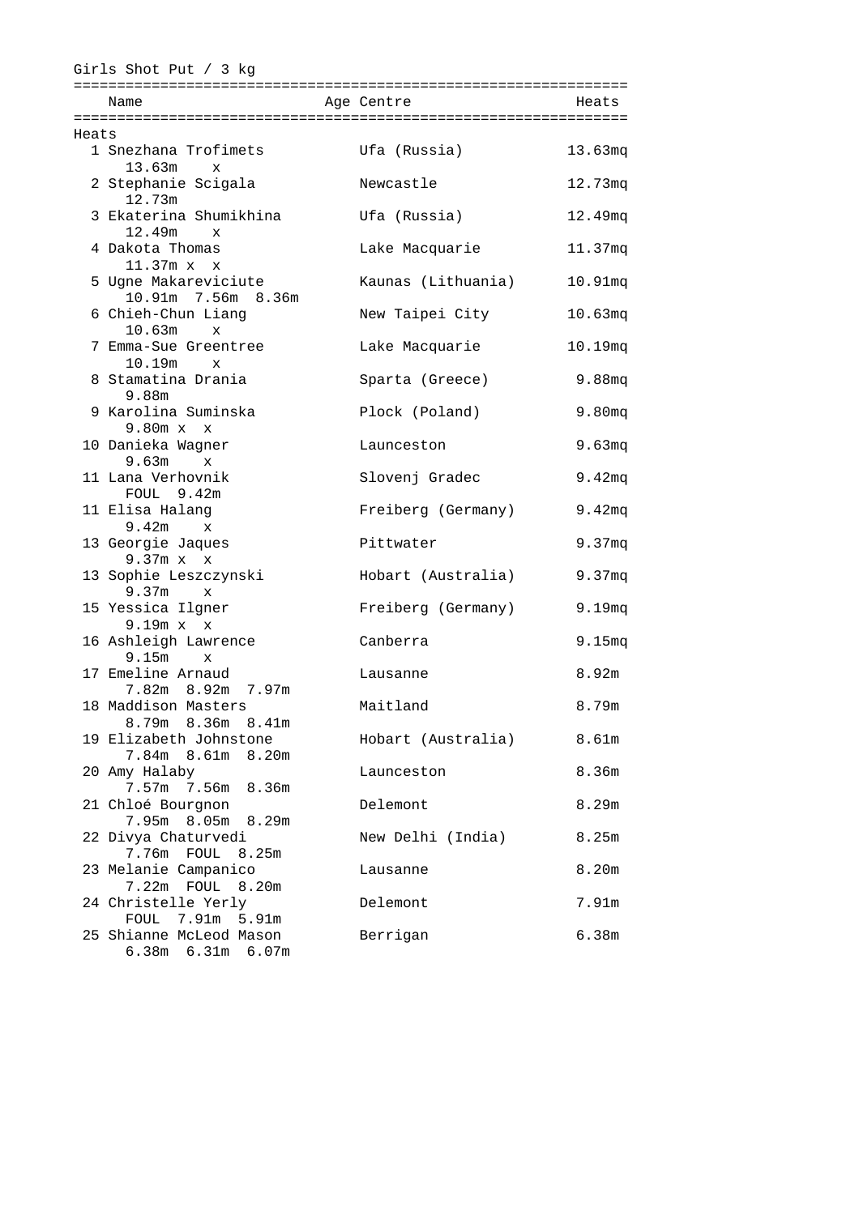Girls Shot Put / 3 kg

| | Name | Age | Centre | Heats |
|---|---|---|---|---|
| **Heats** | | | | |
| 1 | Snezhana Trofimets | | Ufa (Russia) | 13.63mq |
| | 13.63m x | | | |
| 2 | Stephanie Scigala | | Newcastle | 12.73mq |
| | 12.73m | | | |
| 3 | Ekaterina Shumikhina | | Ufa (Russia) | 12.49mq |
| | 12.49m x | | | |
| 4 | Dakota Thomas | | Lake Macquarie | 11.37mq |
| | 11.37m x x | | | |
| 5 | Ugne Makareviciute | | Kaunas (Lithuania) | 10.91mq |
| | 10.91m 7.56m 8.36m | | | |
| 6 | Chieh-Chun Liang | | New Taipei City | 10.63mq |
| | 10.63m x | | | |
| 7 | Emma-Sue Greentree | | Lake Macquarie | 10.19mq |
| | 10.19m x | | | |
| 8 | Stamatina Drania | | Sparta (Greece) | 9.88mq |
| | 9.88m | | | |
| 9 | Karolina Suminska | | Plock (Poland) | 9.80mq |
| | 9.80m x x | | | |
| 10 | Danieka Wagner | | Launceston | 9.63mq |
| | 9.63m x | | | |
| 11 | Lana Verhovnik | | Slovenj Gradec | 9.42mq |
| | FOUL 9.42m | | | |
| 11 | Elisa Halang | | Freiberg (Germany) | 9.42mq |
| | 9.42m x | | | |
| 13 | Georgie Jaques | | Pittwater | 9.37mq |
| | 9.37m x x | | | |
| 13 | Sophie Leszczynski | | Hobart (Australia) | 9.37mq |
| | 9.37m x | | | |
| 15 | Yessica Ilgner | | Freiberg (Germany) | 9.19mq |
| | 9.19m x x | | | |
| 16 | Ashleigh Lawrence | | Canberra | 9.15mq |
| | 9.15m x | | | |
| 17 | Emeline Arnaud | | Lausanne | 8.92m |
| | 7.82m 8.92m 7.97m | | | |
| 18 | Maddison Masters | | Maitland | 8.79m |
| | 8.79m 8.36m 8.41m | | | |
| 19 | Elizabeth Johnstone | | Hobart (Australia) | 8.61m |
| | 7.84m 8.61m 8.20m | | | |
| 20 | Amy Halaby | | Launceston | 8.36m |
| | 7.57m 7.56m 8.36m | | | |
| 21 | Chloé Bourgnon | | Delemont | 8.29m |
| | 7.95m 8.05m 8.29m | | | |
| 22 | Divya Chaturvedi | | New Delhi (India) | 8.25m |
| | 7.76m FOUL 8.25m | | | |
| 23 | Melanie Campanico | | Lausanne | 8.20m |
| | 7.22m FOUL 8.20m | | | |
| 24 | Christelle Yerly | | Delemont | 7.91m |
| | FOUL 7.91m 5.91m | | | |
| 25 | Shianne McLeod Mason | | Berrigan | 6.38m |
| | 6.38m 6.31m 6.07m | | | |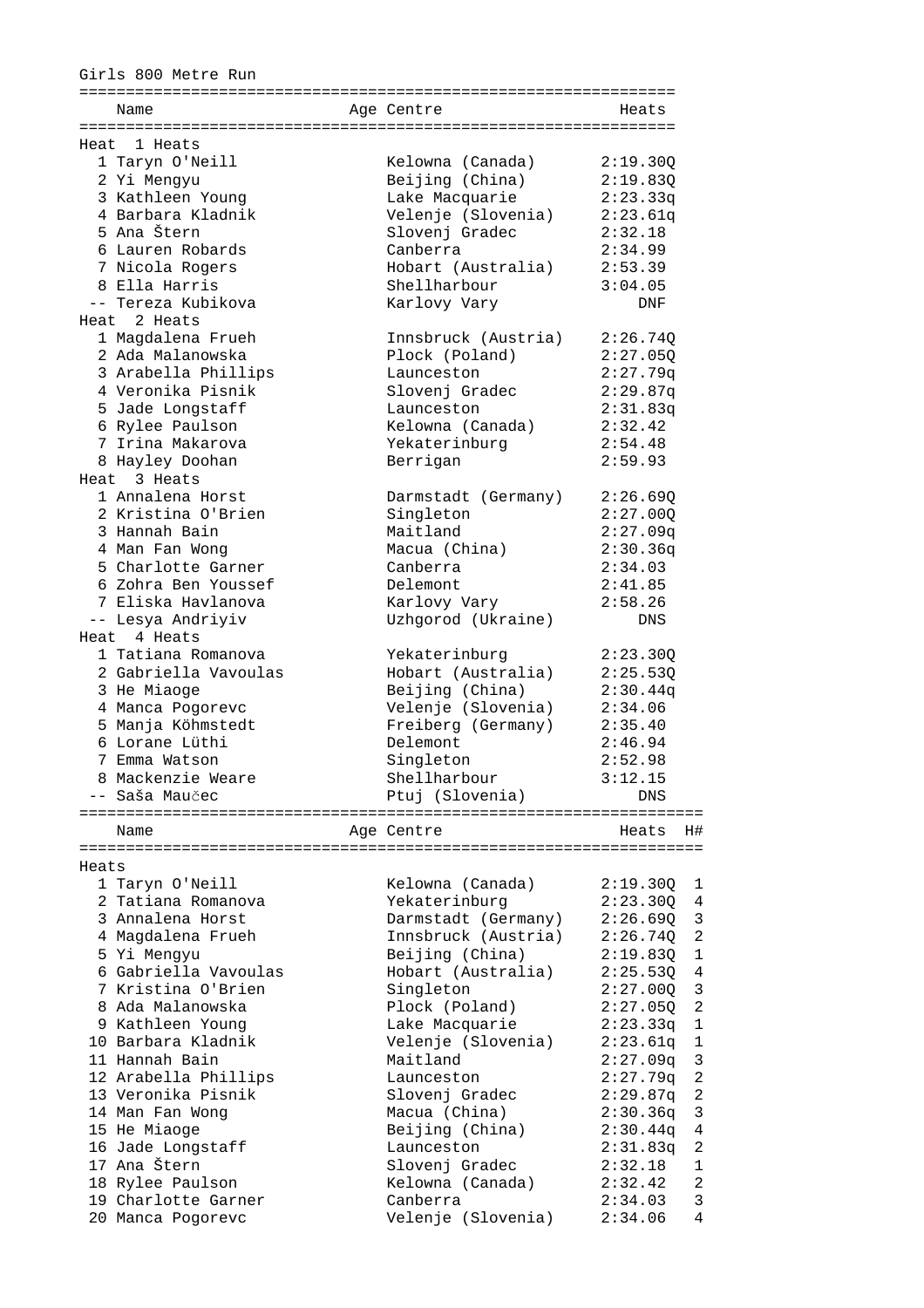## Girls 800 Metre Run

| Place | Name | Age | Centre | Heats |
|---|---|---|---|---|
| **Heat 1 Heats** | | | | |
| 1 | Taryn O'Neill | | Kelowna (Canada) | 2:19.30Q |
| 2 | Yi Mengyu | | Beijing (China) | 2:19.83Q |
| 3 | Kathleen Young | | Lake Macquarie | 2:23.33q |
| 4 | Barbara Kladnik | | Velenje (Slovenia) | 2:23.61q |
| 5 | Ana Štern | | Slovenj Gradec | 2:32.18 |
| 6 | Lauren Robards | | Canberra | 2:34.99 |
| 7 | Nicola Rogers | | Hobart (Australia) | 2:53.39 |
| 8 | Ella Harris | | Shellharbour | 3:04.05 |
| -- | Tereza Kubikova | | Karlovy Vary | DNF |
| **Heat 2 Heats** | | | | |
| 1 | Magdalena Frueh | | Innsbruck (Austria) | 2:26.74Q |
| 2 | Ada Malanowska | | Plock (Poland) | 2:27.05Q |
| 3 | Arabella Phillips | | Launceston | 2:27.79q |
| 4 | Veronika Pisnik | | Slovenj Gradec | 2:29.87q |
| 5 | Jade Longstaff | | Launceston | 2:31.83q |
| 6 | Rylee Paulson | | Kelowna (Canada) | 2:32.42 |
| 7 | Irina Makarova | | Yekaterinburg | 2:54.48 |
| 8 | Hayley Doohan | | Berrigan | 2:59.93 |
| **Heat 3 Heats** | | | | |
| 1 | Annalena Horst | | Darmstadt (Germany) | 2:26.69Q |
| 2 | Kristina O'Brien | | Singleton | 2:27.00Q |
| 3 | Hannah Bain | | Maitland | 2:27.09q |
| 4 | Man Fan Wong | | Macua (China) | 2:30.36q |
| 5 | Charlotte Garner | | Canberra | 2:34.03 |
| 6 | Zohra Ben Youssef | | Delemont | 2:41.85 |
| 7 | Eliska Havlanova | | Karlovy Vary | 2:58.26 |
| -- | Lesya Andriyiv | | Uzhgorod (Ukraine) | DNS |
| **Heat 4 Heats** | | | | |
| 1 | Tatiana Romanova | | Yekaterinburg | 2:23.30Q |
| 2 | Gabriella Vavoulas | | Hobart (Australia) | 2:25.53Q |
| 3 | He Miaoge | | Beijing (China) | 2:30.44q |
| 4 | Manca Pogorevc | | Velenje (Slovenia) | 2:34.06 |
| 5 | Manja Köhmstedt | | Freiberg (Germany) | 2:35.40 |
| 6 | Lorane Lüthi | | Delemont | 2:46.94 |
| 7 | Emma Watson | | Singleton | 2:52.98 |
| 8 | Mackenzie Weare | | Shellharbour | 3:12.15 |
| -- | Saša Maučec | | Ptuj (Slovenia) | DNS |

| Place | Name | Age | Centre | Heats | H# |
|---|---|---|---|---|---|
| **Heats** | | | | | |
| 1 | Taryn O'Neill | | Kelowna (Canada) | 2:19.30Q | 1 |
| 2 | Tatiana Romanova | | Yekaterinburg | 2:23.30Q | 4 |
| 3 | Annalena Horst | | Darmstadt (Germany) | 2:26.69Q | 3 |
| 4 | Magdalena Frueh | | Innsbruck (Austria) | 2:26.74Q | 2 |
| 5 | Yi Mengyu | | Beijing (China) | 2:19.83Q | 1 |
| 6 | Gabriella Vavoulas | | Hobart (Australia) | 2:25.53Q | 4 |
| 7 | Kristina O'Brien | | Singleton | 2:27.00Q | 3 |
| 8 | Ada Malanowska | | Plock (Poland) | 2:27.05Q | 2 |
| 9 | Kathleen Young | | Lake Macquarie | 2:23.33q | 1 |
| 10 | Barbara Kladnik | | Velenje (Slovenia) | 2:23.61q | 1 |
| 11 | Hannah Bain | | Maitland | 2:27.09q | 3 |
| 12 | Arabella Phillips | | Launceston | 2:27.79q | 2 |
| 13 | Veronika Pisnik | | Slovenj Gradec | 2:29.87q | 2 |
| 14 | Man Fan Wong | | Macua (China) | 2:30.36q | 3 |
| 15 | He Miaoge | | Beijing (China) | 2:30.44q | 4 |
| 16 | Jade Longstaff | | Launceston | 2:31.83q | 2 |
| 17 | Ana Štern | | Slovenj Gradec | 2:32.18 | 1 |
| 18 | Rylee Paulson | | Kelowna (Canada) | 2:32.42 | 2 |
| 19 | Charlotte Garner | | Canberra | 2:34.03 | 3 |
| 20 | Manca Pogorevc | | Velenje (Slovenia) | 2:34.06 | 4 |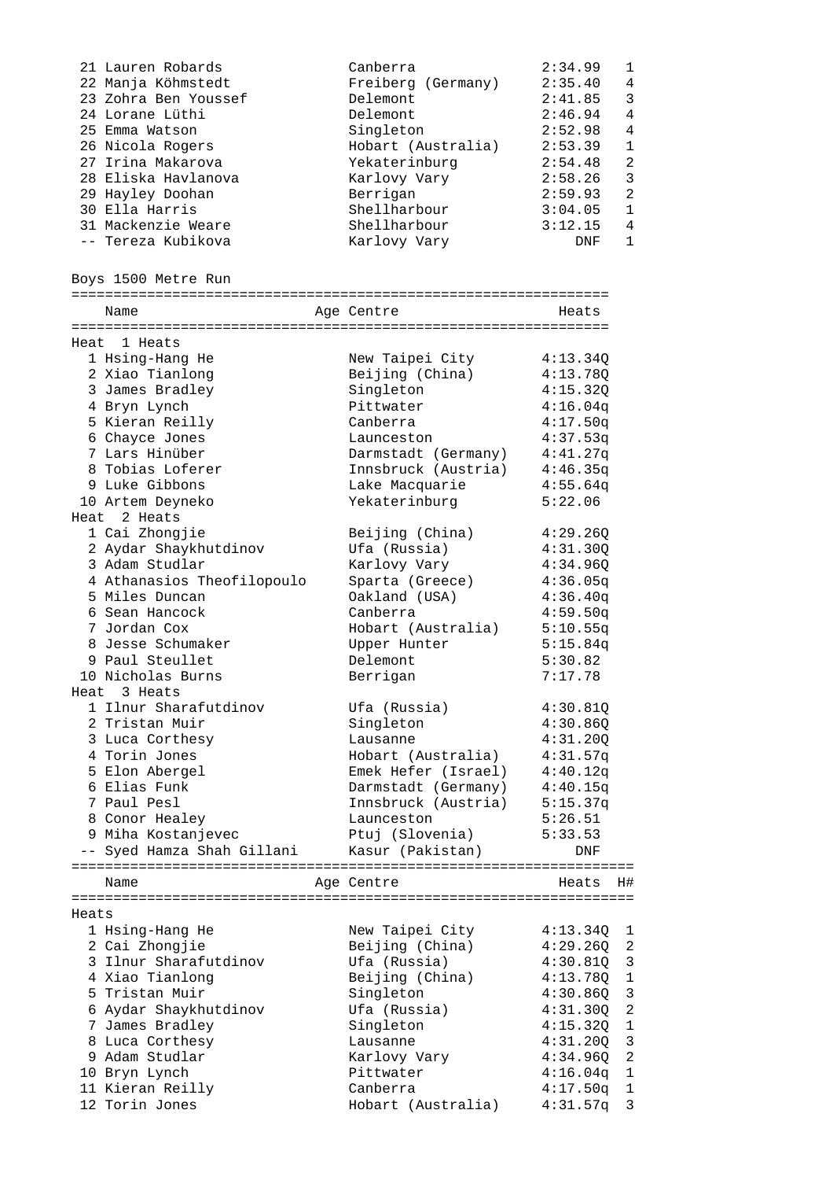| | Name | Age | Centre | Time | H# |
|---|---|---|---|---|---|
| 21 | Lauren Robards | | Canberra | 2:34.99 | 1 |
| 22 | Manja Köhmstedt | | Freiberg (Germany) | 2:35.40 | 4 |
| 23 | Zohra Ben Youssef | | Delemont | 2:41.85 | 3 |
| 24 | Lorane Lüthi | | Delemont | 2:46.94 | 4 |
| 25 | Emma Watson | | Singleton | 2:52.98 | 4 |
| 26 | Nicola Rogers | | Hobart (Australia) | 2:53.39 | 1 |
| 27 | Irina Makarova | | Yekaterinburg | 2:54.48 | 2 |
| 28 | Eliska Havlanova | | Karlovy Vary | 2:58.26 | 3 |
| 29 | Hayley Doohan | | Berrigan | 2:59.93 | 2 |
| 30 | Ella Harris | | Shellharbour | 3:04.05 | 1 |
| 31 | Mackenzie Weare | | Shellharbour | 3:12.15 | 4 |
| -- | Tereza Kubikova | | Karlovy Vary | DNF | 1 |

## Boys 1500 Metre Run

| | Name | Age | Centre | Heats |
|---|---|---|---|---|
| **Heat 1 Heats** | | | | |
| 1 | Hsing-Hang He | | New Taipei City | 4:13.34Q |
| 2 | Xiao Tianlong | | Beijing (China) | 4:13.78Q |
| 3 | James Bradley | | Singleton | 4:15.32Q |
| 4 | Bryn Lynch | | Pittwater | 4:16.04q |
| 5 | Kieran Reilly | | Canberra | 4:17.50q |
| 6 | Chayce Jones | | Launceston | 4:37.53q |
| 7 | Lars Hinüber | | Darmstadt (Germany) | 4:41.27q |
| 8 | Tobias Loferer | | Innsbruck (Austria) | 4:46.35q |
| 9 | Luke Gibbons | | Lake Macquarie | 4:55.64q |
| 10 | Artem Deyneko | | Yekaterinburg | 5:22.06 |
| **Heat 2 Heats** | | | | |
| 1 | Cai Zhongjie | | Beijing (China) | 4:29.26Q |
| 2 | Aydar Shaykhutdinov | | Ufa (Russia) | 4:31.30Q |
| 3 | Adam Studlar | | Karlovy Vary | 4:34.96Q |
| 4 | Athanasios Theofilopoulo | | Sparta (Greece) | 4:36.05q |
| 5 | Miles Duncan | | Oakland (USA) | 4:36.40q |
| 6 | Sean Hancock | | Canberra | 4:59.50q |
| 7 | Jordan Cox | | Hobart (Australia) | 5:10.55q |
| 8 | Jesse Schumaker | | Upper Hunter | 5:15.84q |
| 9 | Paul Steullet | | Delemont | 5:30.82 |
| 10 | Nicholas Burns | | Berrigan | 7:17.78 |
| **Heat 3 Heats** | | | | |
| 1 | Ilnur Sharafutdinov | | Ufa (Russia) | 4:30.81Q |
| 2 | Tristan Muir | | Singleton | 4:30.86Q |
| 3 | Luca Corthesy | | Lausanne | 4:31.20Q |
| 4 | Torin Jones | | Hobart (Australia) | 4:31.57q |
| 5 | Elon Abergel | | Emek Hefer (Israel) | 4:40.12q |
| 6 | Elias Funk | | Darmstadt (Germany) | 4:40.15q |
| 7 | Paul Pesl | | Innsbruck (Austria) | 5:15.37q |
| 8 | Conor Healey | | Launceston | 5:26.51 |
| 9 | Miha Kostanjevec | | Ptuj (Slovenia) | 5:33.53 |
| -- | Syed Hamza Shah Gillani | | Kasur (Pakistan) | DNF |

| | Name | Age | Centre | Heats | H# |
|---|---|---|---|---|---|
| **Heats** | | | | | |
| 1 | Hsing-Hang He | | New Taipei City | 4:13.34Q | 1 |
| 2 | Cai Zhongjie | | Beijing (China) | 4:29.26Q | 2 |
| 3 | Ilnur Sharafutdinov | | Ufa (Russia) | 4:30.81Q | 3 |
| 4 | Xiao Tianlong | | Beijing (China) | 4:13.78Q | 1 |
| 5 | Tristan Muir | | Singleton | 4:30.86Q | 3 |
| 6 | Aydar Shaykhutdinov | | Ufa (Russia) | 4:31.30Q | 2 |
| 7 | James Bradley | | Singleton | 4:15.32Q | 1 |
| 8 | Luca Corthesy | | Lausanne | 4:31.20Q | 3 |
| 9 | Adam Studlar | | Karlovy Vary | 4:34.96Q | 2 |
| 10 | Bryn Lynch | | Pittwater | 4:16.04q | 1 |
| 11 | Kieran Reilly | | Canberra | 4:17.50q | 1 |
| 12 | Torin Jones | | Hobart (Australia) | 4:31.57q | 3 |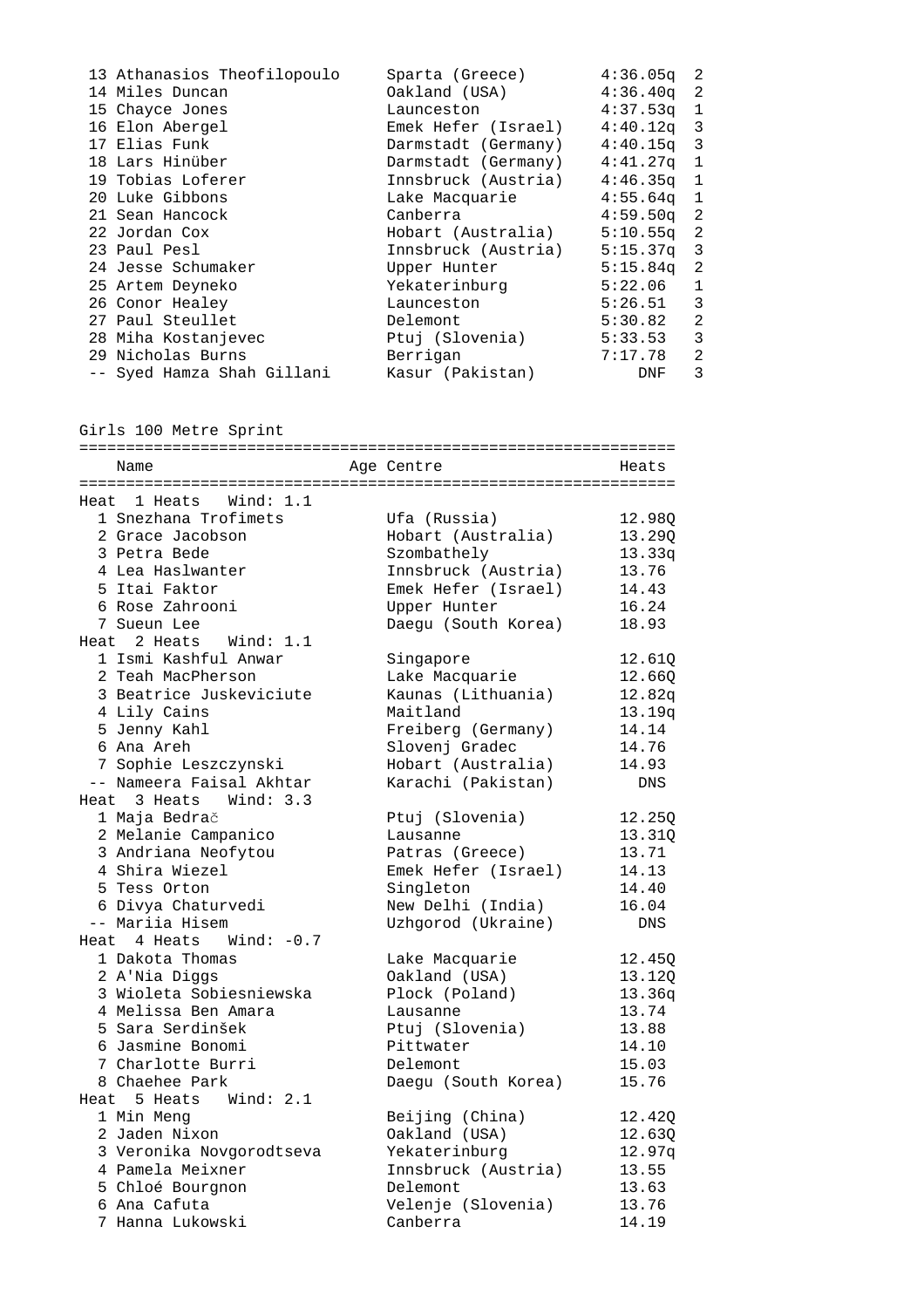| Place | Name | Centre | Time | Heat |
|---|---|---|---|---|
| 13 | Athanasios Theofilopoulo | Sparta (Greece) | 4:36.05q | 2 |
| 14 | Miles Duncan | Oakland (USA) | 4:36.40q | 2 |
| 15 | Chayce Jones | Launceston | 4:37.53q | 1 |
| 16 | Elon Abergel | Emek Hefer (Israel) | 4:40.12q | 3 |
| 17 | Elias Funk | Darmstadt (Germany) | 4:40.15q | 3 |
| 18 | Lars Hinüber | Darmstadt (Germany) | 4:41.27q | 1 |
| 19 | Tobias Loferer | Innsbruck (Austria) | 4:46.35q | 1 |
| 20 | Luke Gibbons | Lake Macquarie | 4:55.64q | 1 |
| 21 | Sean Hancock | Canberra | 4:59.50q | 2 |
| 22 | Jordan Cox | Hobart (Australia) | 5:10.55q | 2 |
| 23 | Paul Pesl | Innsbruck (Austria) | 5:15.37q | 3 |
| 24 | Jesse Schumaker | Upper Hunter | 5:15.84q | 2 |
| 25 | Artem Deyneko | Yekaterinburg | 5:22.06 | 1 |
| 26 | Conor Healey | Launceston | 5:26.51 | 3 |
| 27 | Paul Steullet | Delemont | 5:30.82 | 2 |
| 28 | Miha Kostanjevec | Ptuj (Slovenia) | 5:33.53 | 3 |
| 29 | Nicholas Burns | Berrigan | 7:17.78 | 2 |
| -- | Syed Hamza Shah Gillani | Kasur (Pakistan) | DNF | 3 |

## Girls 100 Metre Sprint

| | Name | Age Centre | Heats |
|---|---|---|---|
| **Heat 1 Heats Wind: 1.1** | | | |
| 1 | Snezhana Trofimets | Ufa (Russia) | 12.98Q |
| 2 | Grace Jacobson | Hobart (Australia) | 13.29Q |
| 3 | Petra Bede | Szombathely | 13.33q |
| 4 | Lea Haslwanter | Innsbruck (Austria) | 13.76 |
| 5 | Itai Faktor | Emek Hefer (Israel) | 14.43 |
| 6 | Rose Zahrooni | Upper Hunter | 16.24 |
| 7 | Sueun Lee | Daegu (South Korea) | 18.93 |
| **Heat 2 Heats Wind: 1.1** | | | |
| 1 | Ismi Kashful Anwar | Singapore | 12.61Q |
| 2 | Teah MacPherson | Lake Macquarie | 12.66Q |
| 3 | Beatrice Juskeviciute | Kaunas (Lithuania) | 12.82q |
| 4 | Lily Cains | Maitland | 13.19q |
| 5 | Jenny Kahl | Freiberg (Germany) | 14.14 |
| 6 | Ana Areh | Slovenj Gradec | 14.76 |
| 7 | Sophie Leszczynski | Hobart (Australia) | 14.93 |
| -- | Nameera Faisal Akhtar | Karachi (Pakistan) | DNS |
| **Heat 3 Heats Wind: 3.3** | | | |
| 1 | Maja Bedrač | Ptuj (Slovenia) | 12.25Q |
| 2 | Melanie Campanico | Lausanne | 13.31Q |
| 3 | Andriana Neofytou | Patras (Greece) | 13.71 |
| 4 | Shira Wiezel | Emek Hefer (Israel) | 14.13 |
| 5 | Tess Orton | Singleton | 14.40 |
| 6 | Divya Chaturvedi | New Delhi (India) | 16.04 |
| -- | Mariia Hisem | Uzhgorod (Ukraine) | DNS |
| **Heat 4 Heats Wind: -0.7** | | | |
| 1 | Dakota Thomas | Lake Macquarie | 12.45Q |
| 2 | A'Nia Diggs | Oakland (USA) | 13.12Q |
| 3 | Wioleta Sobiesniewska | Plock (Poland) | 13.36q |
| 4 | Melissa Ben Amara | Lausanne | 13.74 |
| 5 | Sara Serdinšek | Ptuj (Slovenia) | 13.88 |
| 6 | Jasmine Bonomi | Pittwater | 14.10 |
| 7 | Charlotte Burri | Delemont | 15.03 |
| 8 | Chaehee Park | Daegu (South Korea) | 15.76 |
| **Heat 5 Heats Wind: 2.1** | | | |
| 1 | Min Meng | Beijing (China) | 12.42Q |
| 2 | Jaden Nixon | Oakland (USA) | 12.63Q |
| 3 | Veronika Novgorodtseva | Yekaterinburg | 12.97q |
| 4 | Pamela Meixner | Innsbruck (Austria) | 13.55 |
| 5 | Chloé Bourgnon | Delemont | 13.63 |
| 6 | Ana Cafuta | Velenje (Slovenia) | 13.76 |
| 7 | Hanna Lukowski | Canberra | 14.19 |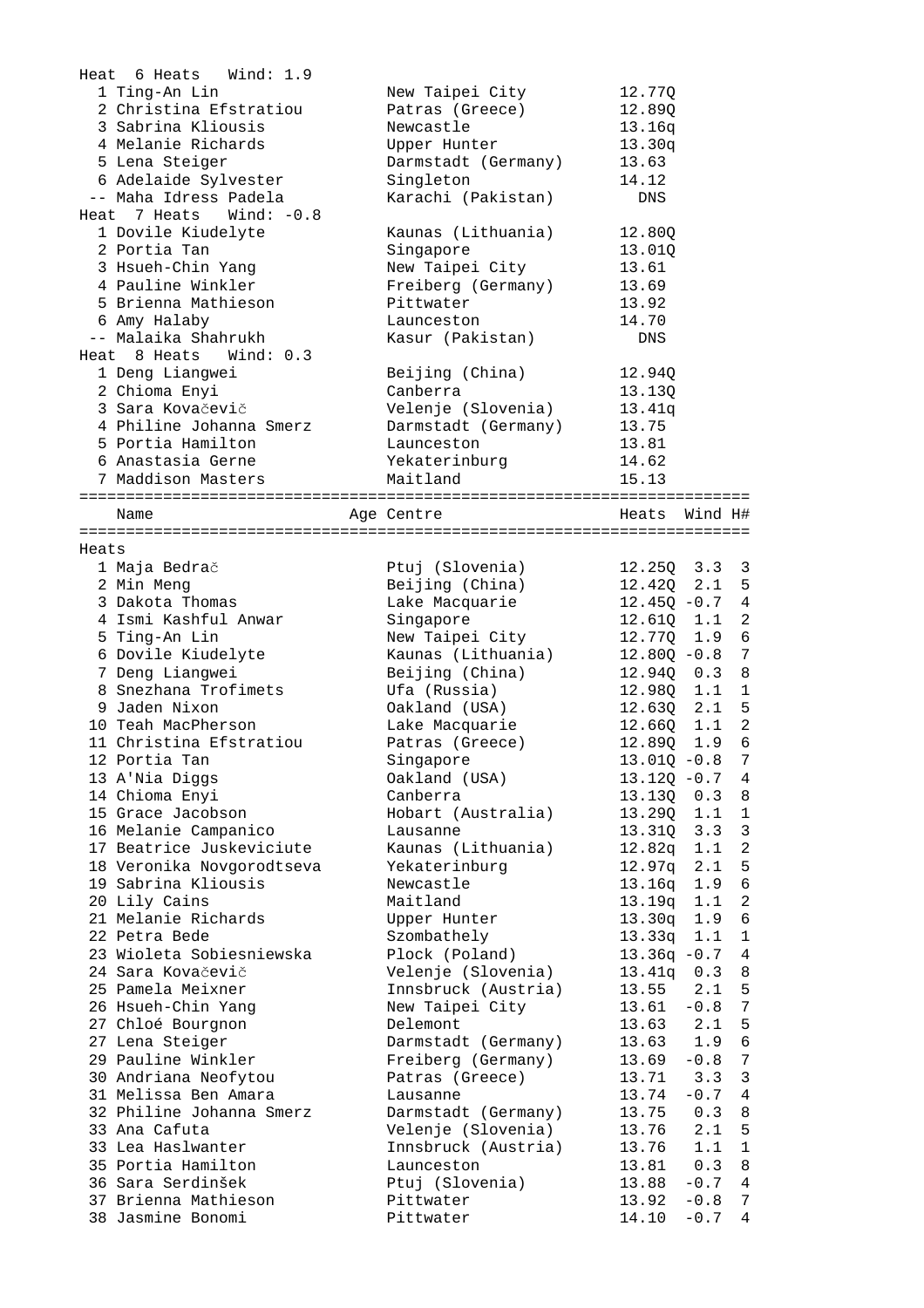Heat 6 Heats Wind: 1.9

| | Name | Centre | Heats |
|---|---|---|---|
| 1 | Ting-An Lin | New Taipei City | 12.77Q |
| 2 | Christina Efstratiou | Patras (Greece) | 12.89Q |
| 3 | Sabrina Kliousis | Newcastle | 13.16q |
| 4 | Melanie Richards | Upper Hunter | 13.30q |
| 5 | Lena Steiger | Darmstadt (Germany) | 13.63 |
| 6 | Adelaide Sylvester | Singleton | 14.12 |
| -- | Maha Idress Padela | Karachi (Pakistan) | DNS |

Heat 7 Heats Wind: -0.8

| | Name | Centre | Heats |
|---|---|---|---|
| 1 | Dovile Kiudelyte | Kaunas (Lithuania) | 12.80Q |
| 2 | Portia Tan | Singapore | 13.01Q |
| 3 | Hsueh-Chin Yang | New Taipei City | 13.61 |
| 4 | Pauline Winkler | Freiberg (Germany) | 13.69 |
| 5 | Brienna Mathieson | Pittwater | 13.92 |
| 6 | Amy Halaby | Launceston | 14.70 |
| -- | Malaika Shahrukh | Kasur (Pakistan) | DNS |

Heat 8 Heats Wind: 0.3

| | Name | Centre | Heats |
|---|---|---|---|
| 1 | Deng Liangwei | Beijing (China) | 12.94Q |
| 2 | Chioma Enyi | Canberra | 13.13Q |
| 3 | Sara Kovačevič | Velenje (Slovenia) | 13.41q |
| 4 | Philine Johanna Smerz | Darmstadt (Germany) | 13.75 |
| 5 | Portia Hamilton | Launceston | 13.81 |
| 6 | Anastasia Gerne | Yekaterinburg | 14.62 |
| 7 | Maddison Masters | Maitland | 15.13 |

Heats

| | Name | Age Centre | Heats | Wind | H# |
|---|---|---|---|---|---|
| 1 | Maja Bedrač | Ptuj (Slovenia) | 12.25Q | 3.3 | 3 |
| 2 | Min Meng | Beijing (China) | 12.42Q | 2.1 | 5 |
| 3 | Dakota Thomas | Lake Macquarie | 12.45Q | -0.7 | 4 |
| 4 | Ismi Kashful Anwar | Singapore | 12.61Q | 1.1 | 2 |
| 5 | Ting-An Lin | New Taipei City | 12.77Q | 1.9 | 6 |
| 6 | Dovile Kiudelyte | Kaunas (Lithuania) | 12.80Q | -0.8 | 7 |
| 7 | Deng Liangwei | Beijing (China) | 12.94Q | 0.3 | 8 |
| 8 | Snezhana Trofimets | Ufa (Russia) | 12.98Q | 1.1 | 1 |
| 9 | Jaden Nixon | Oakland (USA) | 12.63Q | 2.1 | 5 |
| 10 | Teah MacPherson | Lake Macquarie | 12.66Q | 1.1 | 2 |
| 11 | Christina Efstratiou | Patras (Greece) | 12.89Q | 1.9 | 6 |
| 12 | Portia Tan | Singapore | 13.01Q | -0.8 | 7 |
| 13 | A'Nia Diggs | Oakland (USA) | 13.12Q | -0.7 | 4 |
| 14 | Chioma Enyi | Canberra | 13.13Q | 0.3 | 8 |
| 15 | Grace Jacobson | Hobart (Australia) | 13.29Q | 1.1 | 1 |
| 16 | Melanie Campanico | Lausanne | 13.31Q | 3.3 | 3 |
| 17 | Beatrice Juskeviciute | Kaunas (Lithuania) | 12.82q | 1.1 | 2 |
| 18 | Veronika Novgorodtseva | Yekaterinburg | 12.97q | 2.1 | 5 |
| 19 | Sabrina Kliousis | Newcastle | 13.16q | 1.9 | 6 |
| 20 | Lily Cains | Maitland | 13.19q | 1.1 | 2 |
| 21 | Melanie Richards | Upper Hunter | 13.30q | 1.9 | 6 |
| 22 | Petra Bede | Szombathely | 13.33q | 1.1 | 1 |
| 23 | Wioleta Sobiesniewska | Plock (Poland) | 13.36q | -0.7 | 4 |
| 24 | Sara Kovačevič | Velenje (Slovenia) | 13.41q | 0.3 | 8 |
| 25 | Pamela Meixner | Innsbruck (Austria) | 13.55 | 2.1 | 5 |
| 26 | Hsueh-Chin Yang | New Taipei City | 13.61 | -0.8 | 7 |
| 27 | Chloé Bourgnon | Delemont | 13.63 | 2.1 | 5 |
| 27 | Lena Steiger | Darmstadt (Germany) | 13.63 | 1.9 | 6 |
| 29 | Pauline Winkler | Freiberg (Germany) | 13.69 | -0.8 | 7 |
| 30 | Andriana Neofytou | Patras (Greece) | 13.71 | 3.3 | 3 |
| 31 | Melissa Ben Amara | Lausanne | 13.74 | -0.7 | 4 |
| 32 | Philine Johanna Smerz | Darmstadt (Germany) | 13.75 | 0.3 | 8 |
| 33 | Ana Cafuta | Velenje (Slovenia) | 13.76 | 2.1 | 5 |
| 33 | Lea Haslwanter | Innsbruck (Austria) | 13.76 | 1.1 | 1 |
| 35 | Portia Hamilton | Launceston | 13.81 | 0.3 | 8 |
| 36 | Sara Serdinšek | Ptuj (Slovenia) | 13.88 | -0.7 | 4 |
| 37 | Brienna Mathieson | Pittwater | 13.92 | -0.8 | 7 |
| 38 | Jasmine Bonomi | Pittwater | 14.10 | -0.7 | 4 |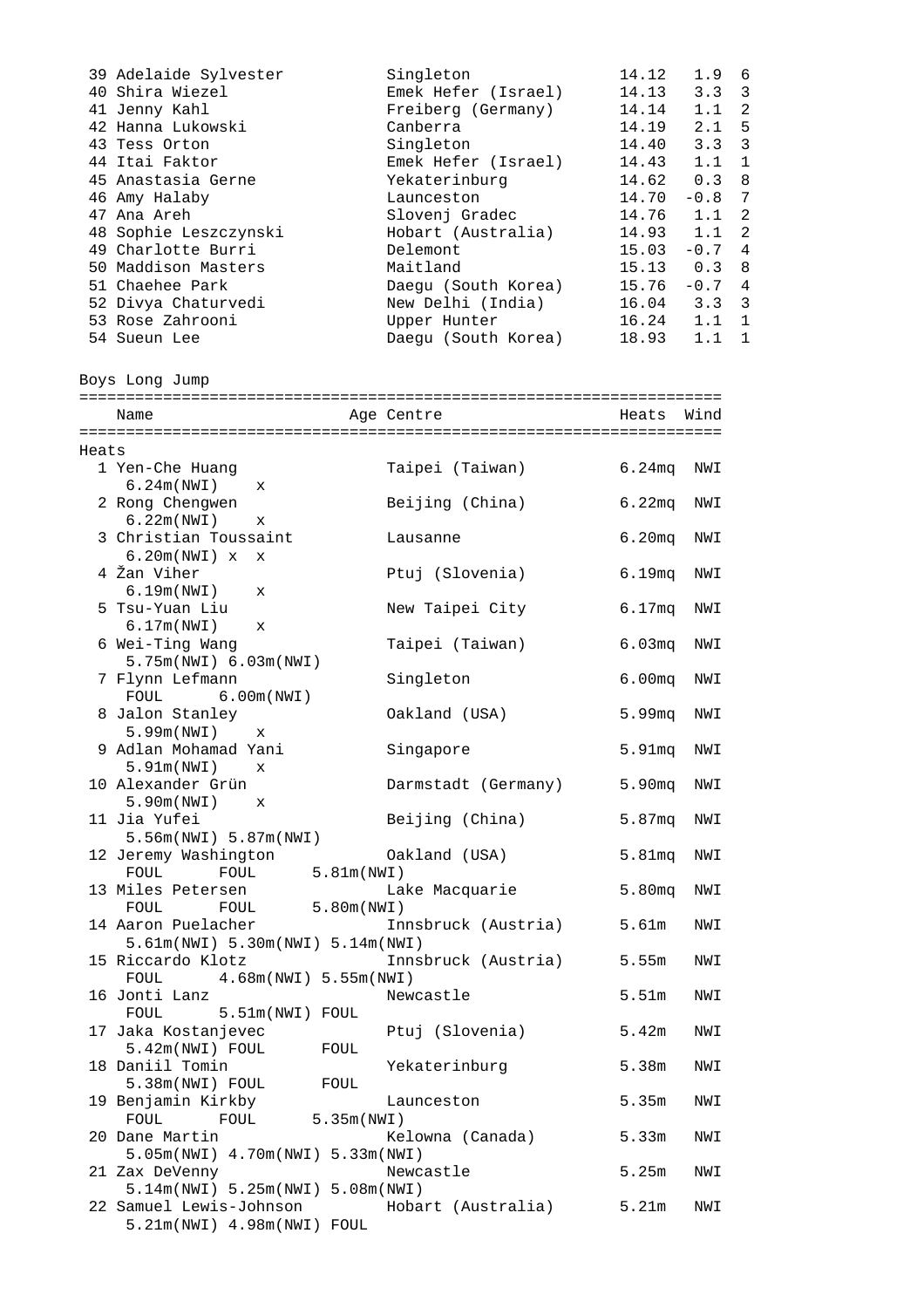| Place | Name | Centre | Time | Wind | Heat |
|---|---|---|---|---|---|
| 39 | Adelaide Sylvester | Singleton | 14.12 | 1.9 | 6 |
| 40 | Shira Wiezel | Emek Hefer (Israel) | 14.13 | 3.3 | 3 |
| 41 | Jenny Kahl | Freiberg (Germany) | 14.14 | 1.1 | 2 |
| 42 | Hanna Lukowski | Canberra | 14.19 | 2.1 | 5 |
| 43 | Tess Orton | Singleton | 14.40 | 3.3 | 3 |
| 44 | Itai Faktor | Emek Hefer (Israel) | 14.43 | 1.1 | 1 |
| 45 | Anastasia Gerne | Yekaterinburg | 14.62 | 0.3 | 8 |
| 46 | Amy Halaby | Launceston | 14.70 | -0.8 | 7 |
| 47 | Ana Areh | Slovenj Gradec | 14.76 | 1.1 | 2 |
| 48 | Sophie Leszczynski | Hobart (Australia) | 14.93 | 1.1 | 2 |
| 49 | Charlotte Burri | Delemont | 15.03 | -0.7 | 4 |
| 50 | Maddison Masters | Maitland | 15.13 | 0.3 | 8 |
| 51 | Chaehee Park | Daegu (South Korea) | 15.76 | -0.7 | 4 |
| 52 | Divya Chaturvedi | New Delhi (India) | 16.04 | 3.3 | 3 |
| 53 | Rose Zahrooni | Upper Hunter | 16.24 | 1.1 | 1 |
| 54 | Sueun Lee | Daegu (South Korea) | 18.93 | 1.1 | 1 |

## Boys Long Jump

### Heats

| Place | Name | Age | Centre | Heats | Wind |
|---|---|---|---|---|---|
| 1 | Yen-Che Huang<br>6.24m(NWI) x | | Taipei (Taiwan) | 6.24mq | NWI |
| 2 | Rong Chengwen<br>6.22m(NWI) x | | Beijing (China) | 6.22mq | NWI |
| 3 | Christian Toussaint<br>6.20m(NWI) x x | | Lausanne | 6.20mq | NWI |
| 4 | Žan Viher<br>6.19m(NWI) x | | Ptuj (Slovenia) | 6.19mq | NWI |
| 5 | Tsu-Yuan Liu<br>6.17m(NWI) x | | New Taipei City | 6.17mq | NWI |
| 6 | Wei-Ting Wang<br>5.75m(NWI) 6.03m(NWI) | | Taipei (Taiwan) | 6.03mq | NWI |
| 7 | Flynn Lefmann<br>FOUL 6.00m(NWI) | | Singleton | 6.00mq | NWI |
| 8 | Jalon Stanley<br>5.99m(NWI) x | | Oakland (USA) | 5.99mq | NWI |
| 9 | Adlan Mohamad Yani<br>5.91m(NWI) x | | Singapore | 5.91mq | NWI |
| 10 | Alexander Grün<br>5.90m(NWI) x | | Darmstadt (Germany) | 5.90mq | NWI |
| 11 | Jia Yufei<br>5.56m(NWI) 5.87m(NWI) | | Beijing (China) | 5.87mq | NWI |
| 12 | Jeremy Washington<br>FOUL FOUL 5.81m(NWI) | | Oakland (USA) | 5.81mq | NWI |
| 13 | Miles Petersen<br>FOUL FOUL 5.80m(NWI) | | Lake Macquarie | 5.80mq | NWI |
| 14 | Aaron Puelacher<br>5.61m(NWI) 5.30m(NWI) 5.14m(NWI) | | Innsbruck (Austria) | 5.61m | NWI |
| 15 | Riccardo Klotz<br>FOUL 4.68m(NWI) 5.55m(NWI) | | Innsbruck (Austria) | 5.55m | NWI |
| 16 | Jonti Lanz<br>FOUL 5.51m(NWI) FOUL | | Newcastle | 5.51m | NWI |
| 17 | Jaka Kostanjevec<br>5.42m(NWI) FOUL FOUL | | Ptuj (Slovenia) | 5.42m | NWI |
| 18 | Daniil Tomin<br>5.38m(NWI) FOUL FOUL | | Yekaterinburg | 5.38m | NWI |
| 19 | Benjamin Kirkby<br>FOUL FOUL 5.35m(NWI) | | Launceston | 5.35m | NWI |
| 20 | Dane Martin<br>5.05m(NWI) 4.70m(NWI) 5.33m(NWI) | | Kelowna (Canada) | 5.33m | NWI |
| 21 | Zax DeVenny<br>5.14m(NWI) 5.25m(NWI) 5.08m(NWI) | | Newcastle | 5.25m | NWI |
| 22 | Samuel Lewis-Johnson<br>5.21m(NWI) 4.98m(NWI) FOUL | | Hobart (Australia) | 5.21m | NWI |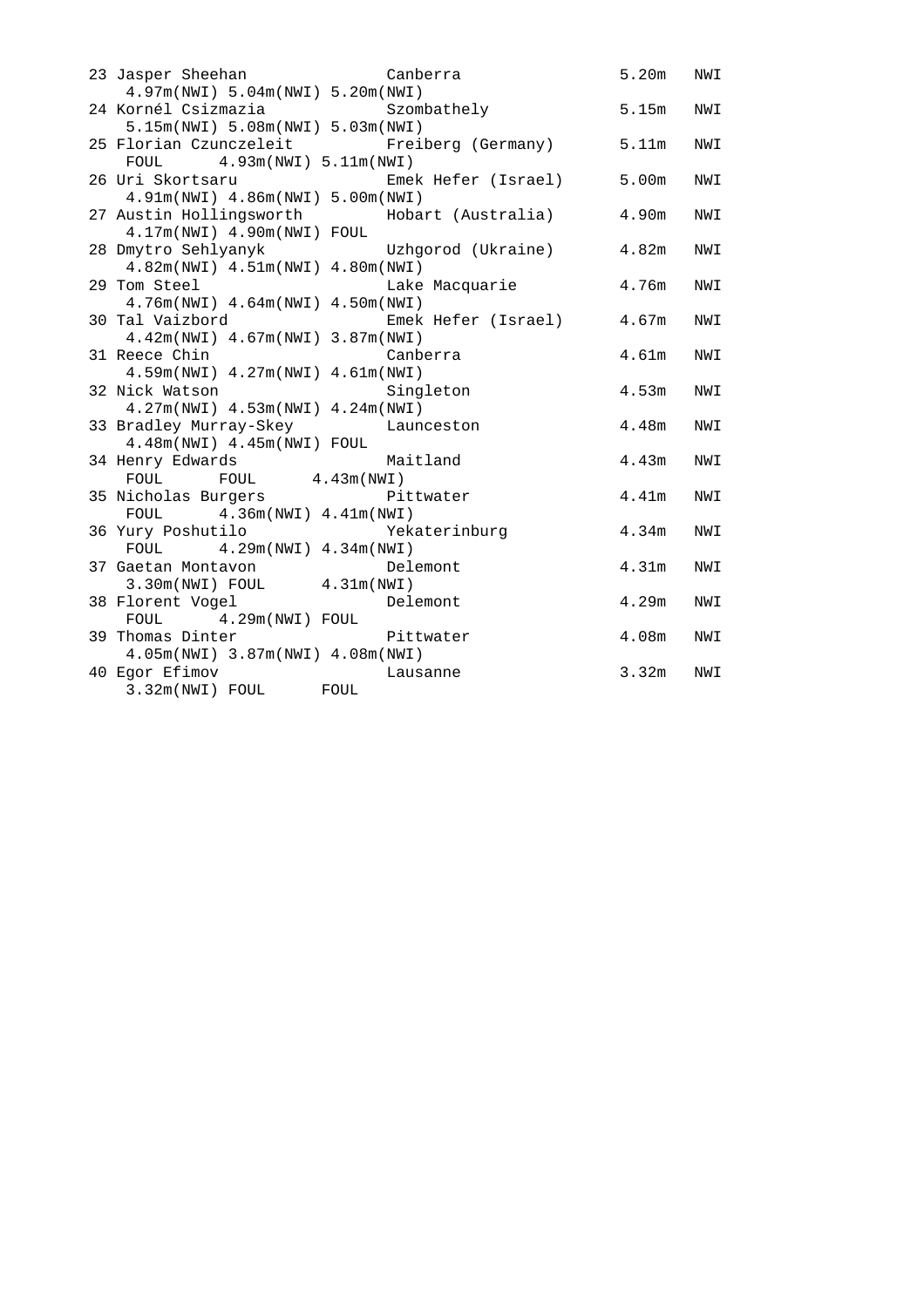```
23 Jasper Sheehan              Canberra                5.20m   NWI
   4.97m(NWI) 5.04m(NWI) 5.20m(NWI)
24 Kornél Csizmazia            Szombathely             5.15m   NWI
   5.15m(NWI) 5.08m(NWI) 5.03m(NWI)
25 Florian Czunczeleit         Freiberg (Germany)      5.11m   NWI
   FOUL      4.93m(NWI) 5.11m(NWI)
26 Uri Skortsaru               Emek Hefer (Israel)     5.00m   NWI
   4.91m(NWI) 4.86m(NWI) 5.00m(NWI)
27 Austin Hollingsworth        Hobart (Australia)      4.90m   NWI
   4.17m(NWI) 4.90m(NWI) FOUL
28 Dmytro Sehlyanyk            Uzhgorod (Ukraine)      4.82m   NWI
   4.82m(NWI) 4.51m(NWI) 4.80m(NWI)
29 Tom Steel                   Lake Macquarie          4.76m   NWI
   4.76m(NWI) 4.64m(NWI) 4.50m(NWI)
30 Tal Vaizbord                Emek Hefer (Israel)     4.67m   NWI
   4.42m(NWI) 4.67m(NWI) 3.87m(NWI)
31 Reece Chin                  Canberra                4.61m   NWI
   4.59m(NWI) 4.27m(NWI) 4.61m(NWI)
32 Nick Watson                 Singleton               4.53m   NWI
   4.27m(NWI) 4.53m(NWI) 4.24m(NWI)
33 Bradley Murray-Skey         Launceston              4.48m   NWI
   4.48m(NWI) 4.45m(NWI) FOUL
34 Henry Edwards               Maitland                4.43m   NWI
   FOUL      FOUL      4.43m(NWI)
35 Nicholas Burgers            Pittwater               4.41m   NWI
   FOUL      4.36m(NWI) 4.41m(NWI)
36 Yury Poshutilo              Yekaterinburg           4.34m   NWI
   FOUL      4.29m(NWI) 4.34m(NWI)
37 Gaetan Montavon             Delemont                4.31m   NWI
   3.30m(NWI) FOUL      4.31m(NWI)
38 Florent Vogel               Delemont                4.29m   NWI
   FOUL      4.29m(NWI) FOUL
39 Thomas Dinter               Pittwater               4.08m   NWI
   4.05m(NWI) 3.87m(NWI) 4.08m(NWI)
40 Egor Efimov                 Lausanne                3.32m   NWI
   3.32m(NWI) FOUL      FOUL
```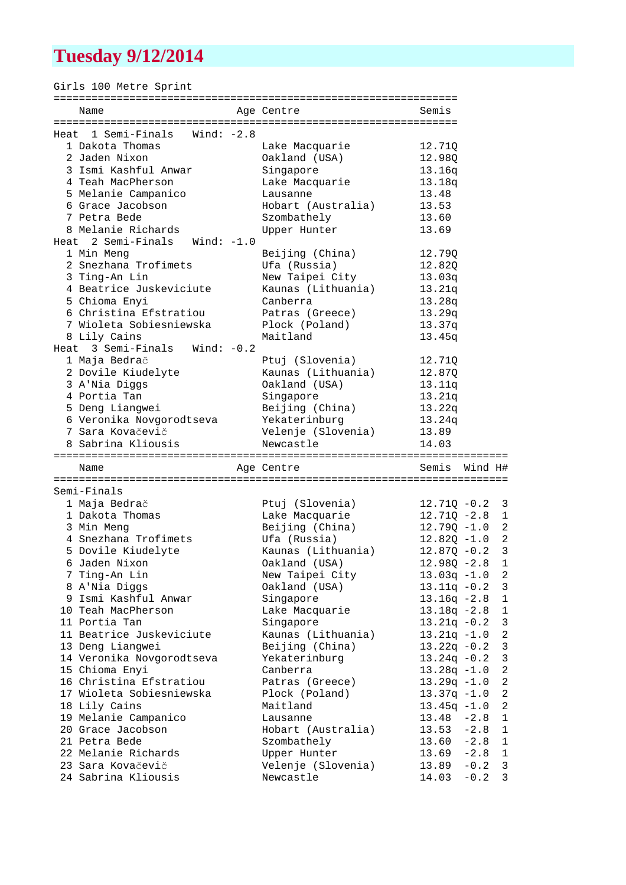# Tuesday 9/12/2014

Girls 100 Metre Sprint

| | Name | Age | Centre | Semis |
|---|---|---|---|---|
| **Heat 1 Semi-Finals Wind: -2.8** | | | | |
| 1 | Dakota Thomas | | Lake Macquarie | 12.71Q |
| 2 | Jaden Nixon | | Oakland (USA) | 12.98Q |
| 3 | Ismi Kashful Anwar | | Singapore | 13.16q |
| 4 | Teah MacPherson | | Lake Macquarie | 13.18q |
| 5 | Melanie Campanico | | Lausanne | 13.48 |
| 6 | Grace Jacobson | | Hobart (Australia) | 13.53 |
| 7 | Petra Bede | | Szombathely | 13.60 |
| 8 | Melanie Richards | | Upper Hunter | 13.69 |
| **Heat 2 Semi-Finals Wind: -1.0** | | | | |
| 1 | Min Meng | | Beijing (China) | 12.79Q |
| 2 | Snezhana Trofimets | | Ufa (Russia) | 12.82Q |
| 3 | Ting-An Lin | | New Taipei City | 13.03q |
| 4 | Beatrice Juskeviciute | | Kaunas (Lithuania) | 13.21q |
| 5 | Chioma Enyi | | Canberra | 13.28q |
| 6 | Christina Efstratiou | | Patras (Greece) | 13.29q |
| 7 | Wioleta Sobiesniewska | | Plock (Poland) | 13.37q |
| 8 | Lily Cains | | Maitland | 13.45q |
| **Heat 3 Semi-Finals Wind: -0.2** | | | | |
| 1 | Maja Bedrač | | Ptuj (Slovenia) | 12.71Q |
| 2 | Dovile Kiudelyte | | Kaunas (Lithuania) | 12.87Q |
| 3 | A'Nia Diggs | | Oakland (USA) | 13.11q |
| 4 | Portia Tan | | Singapore | 13.21q |
| 5 | Deng Liangwei | | Beijing (China) | 13.22q |
| 6 | Veronika Novgorodtseva | | Yekaterinburg | 13.24q |
| 7 | Sara Kovačevič | | Velenje (Slovenia) | 13.89 |
| 8 | Sabrina Kliousis | | Newcastle | 14.03 |

| | Name | Age | Centre | Semis | Wind | H# |
|---|---|---|---|---|---|---|
| **Semi-Finals** | | | | | | |
| 1 | Maja Bedrač | | Ptuj (Slovenia) | 12.71Q | -0.2 | 3 |
| 1 | Dakota Thomas | | Lake Macquarie | 12.71Q | -2.8 | 1 |
| 3 | Min Meng | | Beijing (China) | 12.79Q | -1.0 | 2 |
| 4 | Snezhana Trofimets | | Ufa (Russia) | 12.82Q | -1.0 | 2 |
| 5 | Dovile Kiudelyte | | Kaunas (Lithuania) | 12.87Q | -0.2 | 3 |
| 6 | Jaden Nixon | | Oakland (USA) | 12.98Q | -2.8 | 1 |
| 7 | Ting-An Lin | | New Taipei City | 13.03q | -1.0 | 2 |
| 8 | A'Nia Diggs | | Oakland (USA) | 13.11q | -0.2 | 3 |
| 9 | Ismi Kashful Anwar | | Singapore | 13.16q | -2.8 | 1 |
| 10 | Teah MacPherson | | Lake Macquarie | 13.18q | -2.8 | 1 |
| 11 | Portia Tan | | Singapore | 13.21q | -0.2 | 3 |
| 11 | Beatrice Juskeviciute | | Kaunas (Lithuania) | 13.21q | -1.0 | 2 |
| 13 | Deng Liangwei | | Beijing (China) | 13.22q | -0.2 | 3 |
| 14 | Veronika Novgorodtseva | | Yekaterinburg | 13.24q | -0.2 | 3 |
| 15 | Chioma Enyi | | Canberra | 13.28q | -1.0 | 2 |
| 16 | Christina Efstratiou | | Patras (Greece) | 13.29q | -1.0 | 2 |
| 17 | Wioleta Sobiesniewska | | Plock (Poland) | 13.37q | -1.0 | 2 |
| 18 | Lily Cains | | Maitland | 13.45q | -1.0 | 2 |
| 19 | Melanie Campanico | | Lausanne | 13.48 | -2.8 | 1 |
| 20 | Grace Jacobson | | Hobart (Australia) | 13.53 | -2.8 | 1 |
| 21 | Petra Bede | | Szombathely | 13.60 | -2.8 | 1 |
| 22 | Melanie Richards | | Upper Hunter | 13.69 | -2.8 | 1 |
| 23 | Sara Kovačevič | | Velenje (Slovenia) | 13.89 | -0.2 | 3 |
| 24 | Sabrina Kliousis | | Newcastle | 14.03 | -0.2 | 3 |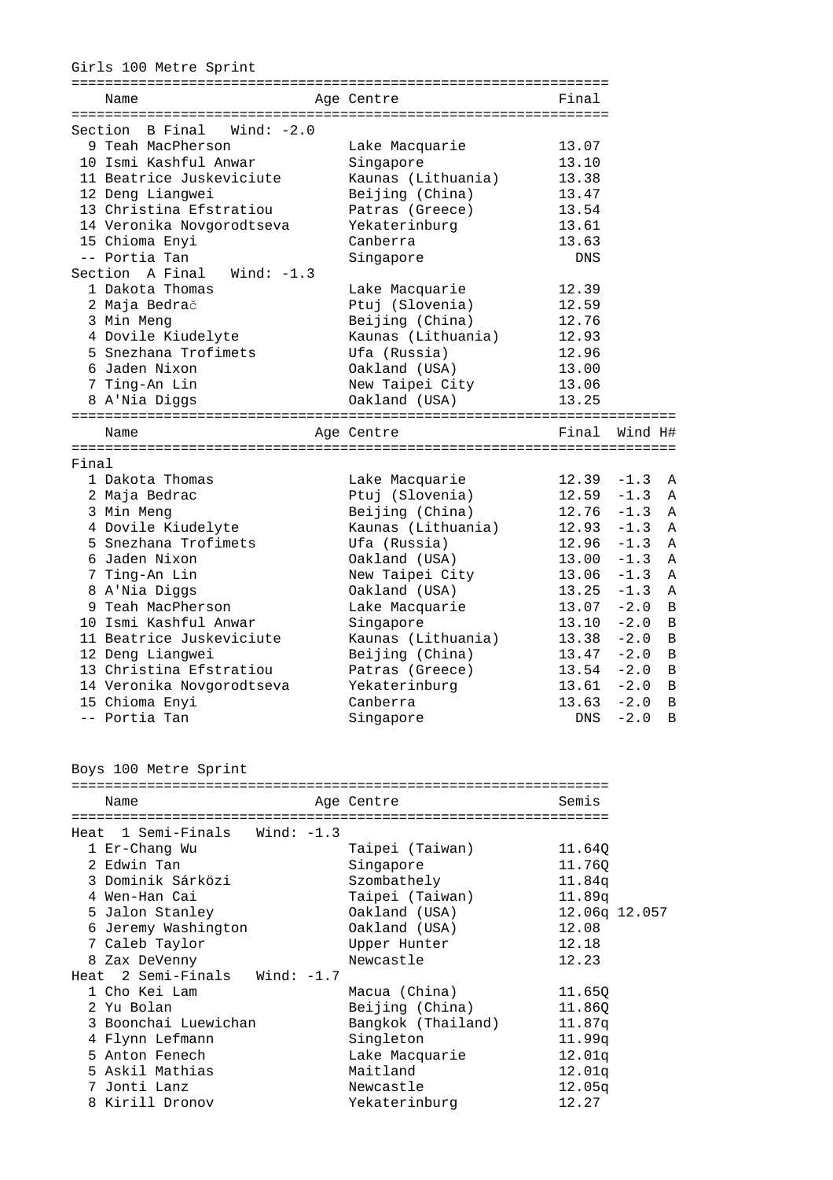Girls 100 Metre Sprint

| Name | Age | Centre | Final |
|---|---|---|---|
| **Section B Final Wind: -2.0** | | | |
| 9 Teah MacPherson | | Lake Macquarie | 13.07 |
| 10 Ismi Kashful Anwar | | Singapore | 13.10 |
| 11 Beatrice Juskeviciute | | Kaunas (Lithuania) | 13.38 |
| 12 Deng Liangwei | | Beijing (China) | 13.47 |
| 13 Christina Efstratiou | | Patras (Greece) | 13.54 |
| 14 Veronika Novgorodtseva | | Yekaterinburg | 13.61 |
| 15 Chioma Enyi | | Canberra | 13.63 |
| -- Portia Tan | | Singapore | DNS |
| **Section A Final Wind: -1.3** | | | |
| 1 Dakota Thomas | | Lake Macquarie | 12.39 |
| 2 Maja Bedrač | | Ptuj (Slovenia) | 12.59 |
| 3 Min Meng | | Beijing (China) | 12.76 |
| 4 Dovile Kiudelyte | | Kaunas (Lithuania) | 12.93 |
| 5 Snezhana Trofimets | | Ufa (Russia) | 12.96 |
| 6 Jaden Nixon | | Oakland (USA) | 13.00 |
| 7 Ting-An Lin | | New Taipei City | 13.06 |
| 8 A'Nia Diggs | | Oakland (USA) | 13.25 |

| Name | Age | Centre | Final | Wind | H# |
|---|---|---|---|---|---|
| **Final** | | | | | |
| 1 Dakota Thomas | | Lake Macquarie | 12.39 | -1.3 | A |
| 2 Maja Bedrac | | Ptuj (Slovenia) | 12.59 | -1.3 | A |
| 3 Min Meng | | Beijing (China) | 12.76 | -1.3 | A |
| 4 Dovile Kiudelyte | | Kaunas (Lithuania) | 12.93 | -1.3 | A |
| 5 Snezhana Trofimets | | Ufa (Russia) | 12.96 | -1.3 | A |
| 6 Jaden Nixon | | Oakland (USA) | 13.00 | -1.3 | A |
| 7 Ting-An Lin | | New Taipei City | 13.06 | -1.3 | A |
| 8 A'Nia Diggs | | Oakland (USA) | 13.25 | -1.3 | A |
| 9 Teah MacPherson | | Lake Macquarie | 13.07 | -2.0 | B |
| 10 Ismi Kashful Anwar | | Singapore | 13.10 | -2.0 | B |
| 11 Beatrice Juskeviciute | | Kaunas (Lithuania) | 13.38 | -2.0 | B |
| 12 Deng Liangwei | | Beijing (China) | 13.47 | -2.0 | B |
| 13 Christina Efstratiou | | Patras (Greece) | 13.54 | -2.0 | B |
| 14 Veronika Novgorodtseva | | Yekaterinburg | 13.61 | -2.0 | B |
| 15 Chioma Enyi | | Canberra | 13.63 | -2.0 | B |
| -- Portia Tan | | Singapore | DNS | -2.0 | B |

Boys 100 Metre Sprint

| Name | Age | Centre | Semis |
|---|---|---|---|
| **Heat 1 Semi-Finals Wind: -1.3** | | | |
| 1 Er-Chang Wu | | Taipei (Taiwan) | 11.64Q |
| 2 Edwin Tan | | Singapore | 11.76Q |
| 3 Dominik Sárközi | | Szombathely | 11.84q |
| 4 Wen-Han Cai | | Taipei (Taiwan) | 11.89q |
| 5 Jalon Stanley | | Oakland (USA) | 12.06q 12.057 |
| 6 Jeremy Washington | | Oakland (USA) | 12.08 |
| 7 Caleb Taylor | | Upper Hunter | 12.18 |
| 8 Zax DeVenny | | Newcastle | 12.23 |
| **Heat 2 Semi-Finals Wind: -1.7** | | | |
| 1 Cho Kei Lam | | Macua (China) | 11.65Q |
| 2 Yu Bolan | | Beijing (China) | 11.86Q |
| 3 Boonchai Luewichan | | Bangkok (Thailand) | 11.87q |
| 4 Flynn Lefmann | | Singleton | 11.99q |
| 5 Anton Fenech | | Lake Macquarie | 12.01q |
| 5 Askil Mathias | | Maitland | 12.01q |
| 7 Jonti Lanz | | Newcastle | 12.05q |
| 8 Kirill Dronov | | Yekaterinburg | 12.27 |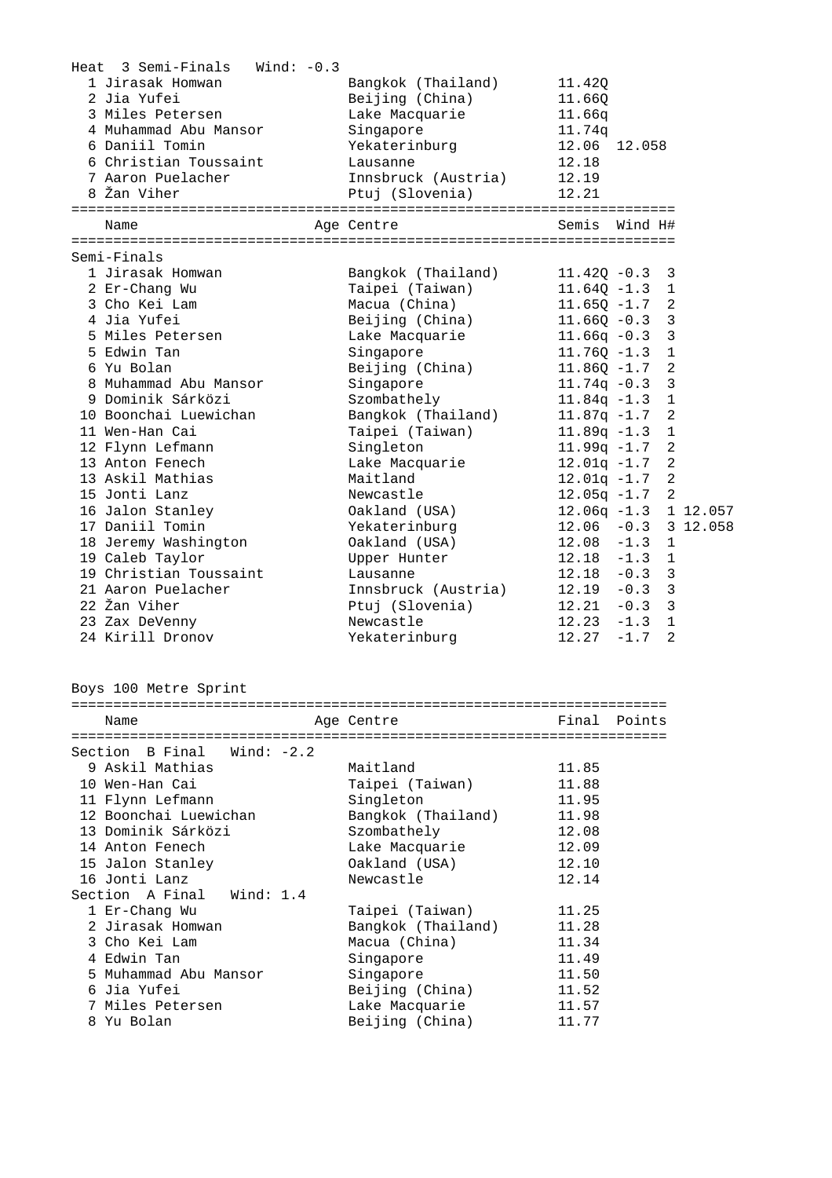Heat 3 Semi-Finals Wind: -0.3

| Place | Name | Centre | Time | |
|---|---|---|---|---|
| 1 | Jirasak Homwan | Bangkok (Thailand) | 11.42Q | |
| 2 | Jia Yufei | Beijing (China) | 11.66Q | |
| 3 | Miles Petersen | Lake Macquarie | 11.66q | |
| 4 | Muhammad Abu Mansor | Singapore | 11.74q | |
| 6 | Daniil Tomin | Yekaterinburg | 12.06 | 12.058 |
| 6 | Christian Toussaint | Lausanne | 12.18 | |
| 7 | Aaron Puelacher | Innsbruck (Austria) | 12.19 | |
| 8 | Žan Viher | Ptuj (Slovenia) | 12.21 | |

Semi-Finals

| Place | Name | Age | Centre | Semis | Wind | H# | |
|---|---|---|---|---|---|---|---|
| 1 | Jirasak Homwan | | Bangkok (Thailand) | 11.42Q | -0.3 | 3 | |
| 2 | Er-Chang Wu | | Taipei (Taiwan) | 11.64Q | -1.3 | 1 | |
| 3 | Cho Kei Lam | | Macua (China) | 11.65Q | -1.7 | 2 | |
| 4 | Jia Yufei | | Beijing (China) | 11.66Q | -0.3 | 3 | |
| 5 | Miles Petersen | | Lake Macquarie | 11.66q | -0.3 | 3 | |
| 5 | Edwin Tan | | Singapore | 11.76Q | -1.3 | 1 | |
| 6 | Yu Bolan | | Beijing (China) | 11.86Q | -1.7 | 2 | |
| 8 | Muhammad Abu Mansor | | Singapore | 11.74q | -0.3 | 3 | |
| 9 | Dominik Sárközi | | Szombathely | 11.84q | -1.3 | 1 | |
| 10 | Boonchai Luewichan | | Bangkok (Thailand) | 11.87q | -1.7 | 2 | |
| 11 | Wen-Han Cai | | Taipei (Taiwan) | 11.89q | -1.3 | 1 | |
| 12 | Flynn Lefmann | | Singleton | 11.99q | -1.7 | 2 | |
| 13 | Anton Fenech | | Lake Macquarie | 12.01q | -1.7 | 2 | |
| 13 | Askil Mathias | | Maitland | 12.01q | -1.7 | 2 | |
| 15 | Jonti Lanz | | Newcastle | 12.05q | -1.7 | 2 | |
| 16 | Jalon Stanley | | Oakland (USA) | 12.06q | -1.3 | 1 | 12.057 |
| 17 | Daniil Tomin | | Yekaterinburg | 12.06 | -0.3 | 3 | 12.058 |
| 18 | Jeremy Washington | | Oakland (USA) | 12.08 | -1.3 | 1 | |
| 19 | Caleb Taylor | | Upper Hunter | 12.18 | -1.3 | 1 | |
| 19 | Christian Toussaint | | Lausanne | 12.18 | -0.3 | 3 | |
| 21 | Aaron Puelacher | | Innsbruck (Austria) | 12.19 | -0.3 | 3 | |
| 22 | Žan Viher | | Ptuj (Slovenia) | 12.21 | -0.3 | 3 | |
| 23 | Zax DeVenny | | Newcastle | 12.23 | -1.3 | 1 | |
| 24 | Kirill Dronov | | Yekaterinburg | 12.27 | -1.7 | 2 | |

## Boys 100 Metre Sprint

| Place | Name | Age | Centre | Final | Points |
|---|---|---|---|---|---|
| **Section B Final Wind: -2.2** | | | | | |
| 9 | Askil Mathias | | Maitland | 11.85 | |
| 10 | Wen-Han Cai | | Taipei (Taiwan) | 11.88 | |
| 11 | Flynn Lefmann | | Singleton | 11.95 | |
| 12 | Boonchai Luewichan | | Bangkok (Thailand) | 11.98 | |
| 13 | Dominik Sárközi | | Szombathely | 12.08 | |
| 14 | Anton Fenech | | Lake Macquarie | 12.09 | |
| 15 | Jalon Stanley | | Oakland (USA) | 12.10 | |
| 16 | Jonti Lanz | | Newcastle | 12.14 | |
| **Section A Final Wind: 1.4** | | | | | |
| 1 | Er-Chang Wu | | Taipei (Taiwan) | 11.25 | |
| 2 | Jirasak Homwan | | Bangkok (Thailand) | 11.28 | |
| 3 | Cho Kei Lam | | Macua (China) | 11.34 | |
| 4 | Edwin Tan | | Singapore | 11.49 | |
| 5 | Muhammad Abu Mansor | | Singapore | 11.50 | |
| 6 | Jia Yufei | | Beijing (China) | 11.52 | |
| 7 | Miles Petersen | | Lake Macquarie | 11.57 | |
| 8 | Yu Bolan | | Beijing (China) | 11.77 | |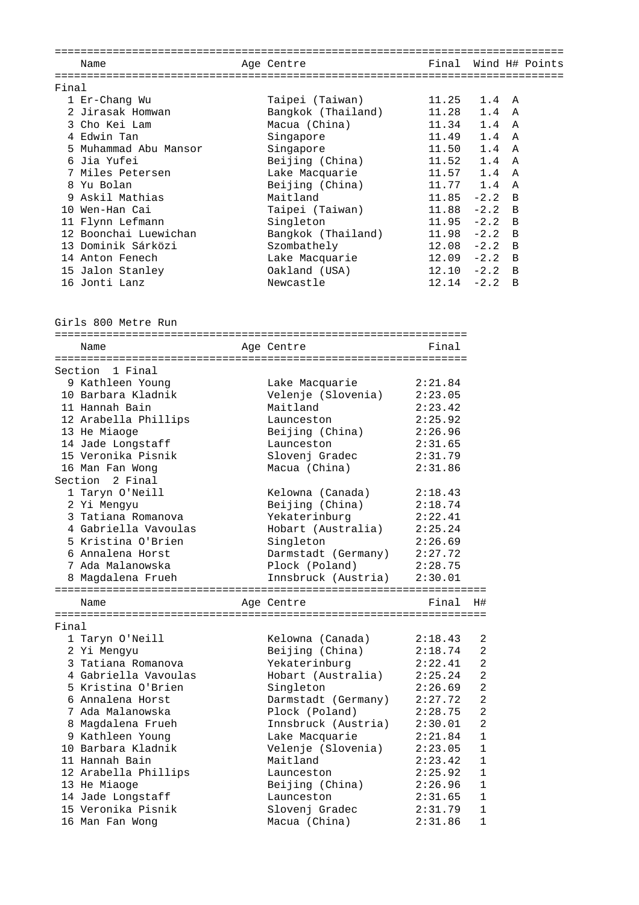| | Name | Age | Centre | Final | Wind | H# | Points |
|---|---|---|---|---|---|---|---|
| **Final** | | | | | | | |
| 1 | Er-Chang Wu | | Taipei (Taiwan) | 11.25 | 1.4 | A | |
| 2 | Jirasak Homwan | | Bangkok (Thailand) | 11.28 | 1.4 | A | |
| 3 | Cho Kei Lam | | Macua (China) | 11.34 | 1.4 | A | |
| 4 | Edwin Tan | | Singapore | 11.49 | 1.4 | A | |
| 5 | Muhammad Abu Mansor | | Singapore | 11.50 | 1.4 | A | |
| 6 | Jia Yufei | | Beijing (China) | 11.52 | 1.4 | A | |
| 7 | Miles Petersen | | Lake Macquarie | 11.57 | 1.4 | A | |
| 8 | Yu Bolan | | Beijing (China) | 11.77 | 1.4 | A | |
| 9 | Askil Mathias | | Maitland | 11.85 | -2.2 | B | |
| 10 | Wen-Han Cai | | Taipei (Taiwan) | 11.88 | -2.2 | B | |
| 11 | Flynn Lefmann | | Singleton | 11.95 | -2.2 | B | |
| 12 | Boonchai Luewichan | | Bangkok (Thailand) | 11.98 | -2.2 | B | |
| 13 | Dominik Sárközi | | Szombathely | 12.08 | -2.2 | B | |
| 14 | Anton Fenech | | Lake Macquarie | 12.09 | -2.2 | B | |
| 15 | Jalon Stanley | | Oakland (USA) | 12.10 | -2.2 | B | |
| 16 | Jonti Lanz | | Newcastle | 12.14 | -2.2 | B | |

## Girls 800 Metre Run

| | Name | Age | Centre | Final |
|---|---|---|---|---|
| **Section 1 Final** | | | | |
| 9 | Kathleen Young | | Lake Macquarie | 2:21.84 |
| 10 | Barbara Kladnik | | Velenje (Slovenia) | 2:23.05 |
| 11 | Hannah Bain | | Maitland | 2:23.42 |
| 12 | Arabella Phillips | | Launceston | 2:25.92 |
| 13 | He Miaoge | | Beijing (China) | 2:26.96 |
| 14 | Jade Longstaff | | Launceston | 2:31.65 |
| 15 | Veronika Pisnik | | Slovenj Gradec | 2:31.79 |
| 16 | Man Fan Wong | | Macua (China) | 2:31.86 |
| **Section 2 Final** | | | | |
| 1 | Taryn O'Neill | | Kelowna (Canada) | 2:18.43 |
| 2 | Yi Mengyu | | Beijing (China) | 2:18.74 |
| 3 | Tatiana Romanova | | Yekaterinburg | 2:22.41 |
| 4 | Gabriella Vavoulas | | Hobart (Australia) | 2:25.24 |
| 5 | Kristina O'Brien | | Singleton | 2:26.69 |
| 6 | Annalena Horst | | Darmstadt (Germany) | 2:27.72 |
| 7 | Ada Malanowska | | Plock (Poland) | 2:28.75 |
| 8 | Magdalena Frueh | | Innsbruck (Austria) | 2:30.01 |

| | Name | Age | Centre | Final | H# |
|---|---|---|---|---|---|
| **Final** | | | | | |
| 1 | Taryn O'Neill | | Kelowna (Canada) | 2:18.43 | 2 |
| 2 | Yi Mengyu | | Beijing (China) | 2:18.74 | 2 |
| 3 | Tatiana Romanova | | Yekaterinburg | 2:22.41 | 2 |
| 4 | Gabriella Vavoulas | | Hobart (Australia) | 2:25.24 | 2 |
| 5 | Kristina O'Brien | | Singleton | 2:26.69 | 2 |
| 6 | Annalena Horst | | Darmstadt (Germany) | 2:27.72 | 2 |
| 7 | Ada Malanowska | | Plock (Poland) | 2:28.75 | 2 |
| 8 | Magdalena Frueh | | Innsbruck (Austria) | 2:30.01 | 2 |
| 9 | Kathleen Young | | Lake Macquarie | 2:21.84 | 1 |
| 10 | Barbara Kladnik | | Velenje (Slovenia) | 2:23.05 | 1 |
| 11 | Hannah Bain | | Maitland | 2:23.42 | 1 |
| 12 | Arabella Phillips | | Launceston | 2:25.92 | 1 |
| 13 | He Miaoge | | Beijing (China) | 2:26.96 | 1 |
| 14 | Jade Longstaff | | Launceston | 2:31.65 | 1 |
| 15 | Veronika Pisnik | | Slovenj Gradec | 2:31.79 | 1 |
| 16 | Man Fan Wong | | Macua (China) | 2:31.86 | 1 |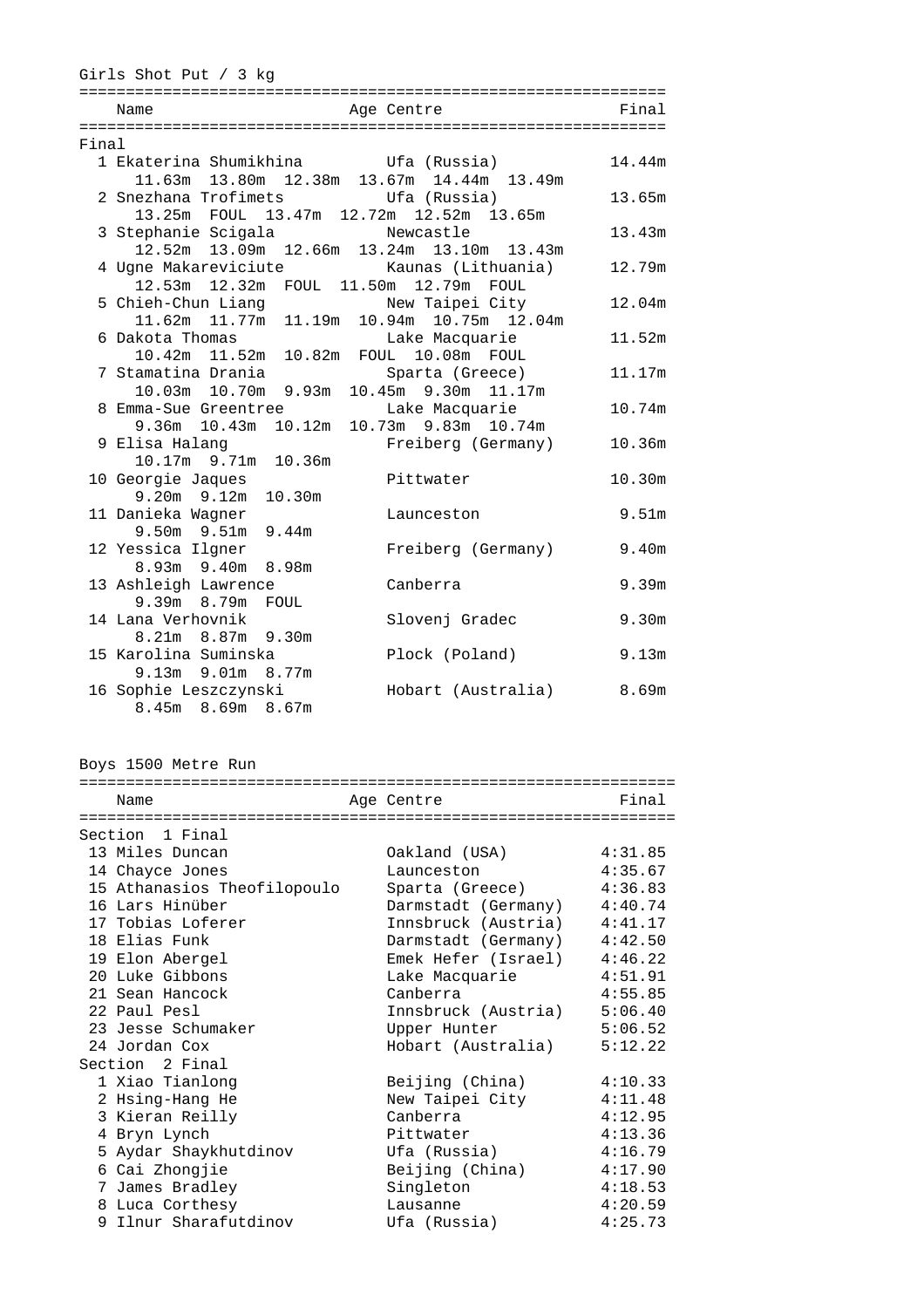## Girls Shot Put / 3 kg

| | Name | Age | Centre | Final |
|---|---|---|---|---|
| **Final** | | | | |
| 1 | Ekaterina Shumikhina | | Ufa (Russia) | 14.44m |
| | 11.63m 13.80m 12.38m 13.67m 14.44m 13.49m | | | |
| 2 | Snezhana Trofimets | | Ufa (Russia) | 13.65m |
| | 13.25m FOUL 13.47m 12.72m 12.52m 13.65m | | | |
| 3 | Stephanie Scigala | | Newcastle | 13.43m |
| | 12.52m 13.09m 12.66m 13.24m 13.10m 13.43m | | | |
| 4 | Ugne Makareviciute | | Kaunas (Lithuania) | 12.79m |
| | 12.53m 12.32m FOUL 11.50m 12.79m FOUL | | | |
| 5 | Chieh-Chun Liang | | New Taipei City | 12.04m |
| | 11.62m 11.77m 11.19m 10.94m 10.75m 12.04m | | | |
| 6 | Dakota Thomas | | Lake Macquarie | 11.52m |
| | 10.42m 11.52m 10.82m FOUL 10.08m FOUL | | | |
| 7 | Stamatina Drania | | Sparta (Greece) | 11.17m |
| | 10.03m 10.70m 9.93m 10.45m 9.30m 11.17m | | | |
| 8 | Emma-Sue Greentree | | Lake Macquarie | 10.74m |
| | 9.36m 10.43m 10.12m 10.73m 9.83m 10.74m | | | |
| 9 | Elisa Halang | | Freiberg (Germany) | 10.36m |
| | 10.17m 9.71m 10.36m | | | |
| 10 | Georgie Jaques | | Pittwater | 10.30m |
| | 9.20m 9.12m 10.30m | | | |
| 11 | Danieka Wagner | | Launceston | 9.51m |
| | 9.50m 9.51m 9.44m | | | |
| 12 | Yessica Ilgner | | Freiberg (Germany) | 9.40m |
| | 8.93m 9.40m 8.98m | | | |
| 13 | Ashleigh Lawrence | | Canberra | 9.39m |
| | 9.39m 8.79m FOUL | | | |
| 14 | Lana Verhovnik | | Slovenj Gradec | 9.30m |
| | 8.21m 8.87m 9.30m | | | |
| 15 | Karolina Suminska | | Plock (Poland) | 9.13m |
| | 9.13m 9.01m 8.77m | | | |
| 16 | Sophie Leszczynski | | Hobart (Australia) | 8.69m |
| | 8.45m 8.69m 8.67m | | | |

## Boys 1500 Metre Run

| | Name | Age | Centre | Final |
|---|---|---|---|---|
| **Section 1 Final** | | | | |
| 13 | Miles Duncan | | Oakland (USA) | 4:31.85 |
| 14 | Chayce Jones | | Launceston | 4:35.67 |
| 15 | Athanasios Theofilopoulo | | Sparta (Greece) | 4:36.83 |
| 16 | Lars Hinüber | | Darmstadt (Germany) | 4:40.74 |
| 17 | Tobias Loferer | | Innsbruck (Austria) | 4:41.17 |
| 18 | Elias Funk | | Darmstadt (Germany) | 4:42.50 |
| 19 | Elon Abergel | | Emek Hefer (Israel) | 4:46.22 |
| 20 | Luke Gibbons | | Lake Macquarie | 4:51.91 |
| 21 | Sean Hancock | | Canberra | 4:55.85 |
| 22 | Paul Pesl | | Innsbruck (Austria) | 5:06.40 |
| 23 | Jesse Schumaker | | Upper Hunter | 5:06.52 |
| 24 | Jordan Cox | | Hobart (Australia) | 5:12.22 |
| **Section 2 Final** | | | | |
| 1 | Xiao Tianlong | | Beijing (China) | 4:10.33 |
| 2 | Hsing-Hang He | | New Taipei City | 4:11.48 |
| 3 | Kieran Reilly | | Canberra | 4:12.95 |
| 4 | Bryn Lynch | | Pittwater | 4:13.36 |
| 5 | Aydar Shaykhutdinov | | Ufa (Russia) | 4:16.79 |
| 6 | Cai Zhongjie | | Beijing (China) | 4:17.90 |
| 7 | James Bradley | | Singleton | 4:18.53 |
| 8 | Luca Corthesy | | Lausanne | 4:20.59 |
| 9 | Ilnur Sharafutdinov | | Ufa (Russia) | 4:25.73 |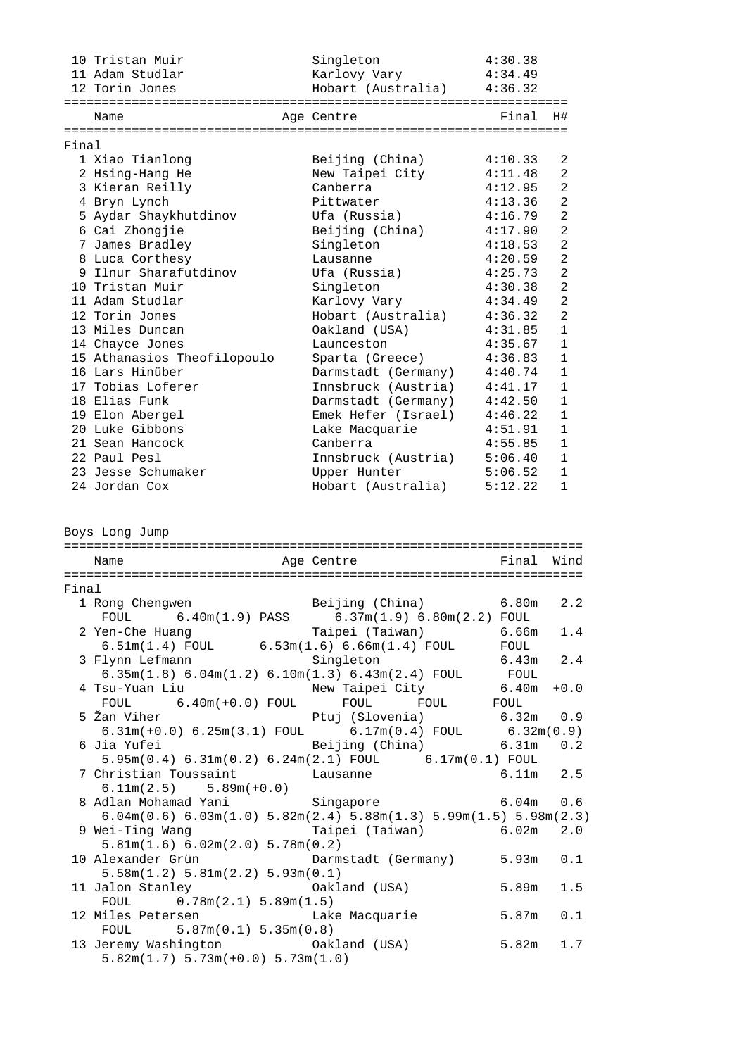| Name | Age | Centre | Final | H# |
|---|---|---|---|---|
| 10 Tristan Muir | | Singleton | 4:30.38 | |
| 11 Adam Studlar | | Karlovy Vary | 4:34.49 | |
| 12 Torin Jones | | Hobart (Australia) | 4:36.32 | |

| Name | Age | Centre | Final | H# |
|---|---|---|---|---|
| **Final** | | | | |
| 1 Xiao Tianlong | | Beijing (China) | 4:10.33 | 2 |
| 2 Hsing-Hang He | | New Taipei City | 4:11.48 | 2 |
| 3 Kieran Reilly | | Canberra | 4:12.95 | 2 |
| 4 Bryn Lynch | | Pittwater | 4:13.36 | 2 |
| 5 Aydar Shaykhutdinov | | Ufa (Russia) | 4:16.79 | 2 |
| 6 Cai Zhongjie | | Beijing (China) | 4:17.90 | 2 |
| 7 James Bradley | | Singleton | 4:18.53 | 2 |
| 8 Luca Corthesy | | Lausanne | 4:20.59 | 2 |
| 9 Ilnur Sharafutdinov | | Ufa (Russia) | 4:25.73 | 2 |
| 10 Tristan Muir | | Singleton | 4:30.38 | 2 |
| 11 Adam Studlar | | Karlovy Vary | 4:34.49 | 2 |
| 12 Torin Jones | | Hobart (Australia) | 4:36.32 | 2 |
| 13 Miles Duncan | | Oakland (USA) | 4:31.85 | 1 |
| 14 Chayce Jones | | Launceston | 4:35.67 | 1 |
| 15 Athanasios Theofilopoulo | | Sparta (Greece) | 4:36.83 | 1 |
| 16 Lars Hinüber | | Darmstadt (Germany) | 4:40.74 | 1 |
| 17 Tobias Loferer | | Innsbruck (Austria) | 4:41.17 | 1 |
| 18 Elias Funk | | Darmstadt (Germany) | 4:42.50 | 1 |
| 19 Elon Abergel | | Emek Hefer (Israel) | 4:46.22 | 1 |
| 20 Luke Gibbons | | Lake Macquarie | 4:51.91 | 1 |
| 21 Sean Hancock | | Canberra | 4:55.85 | 1 |
| 22 Paul Pesl | | Innsbruck (Austria) | 5:06.40 | 1 |
| 23 Jesse Schumaker | | Upper Hunter | 5:06.52 | 1 |
| 24 Jordan Cox | | Hobart (Australia) | 5:12.22 | 1 |

## Boys Long Jump

| Name | Age | Centre | Final | Wind |
|---|---|---|---|---|
| **Final** | | | | |
| 1 Rong Chengwen | | Beijing (China) | 6.80m | 2.2 |
| FOUL 6.40m(1.9) PASS 6.37m(1.9) 6.80m(2.2) FOUL | | | | |
| 2 Yen-Che Huang | | Taipei (Taiwan) | 6.66m | 1.4 |
| 6.51m(1.4) FOUL 6.53m(1.6) 6.66m(1.4) FOUL FOUL | | | | |
| 3 Flynn Lefmann | | Singleton | 6.43m | 2.4 |
| 6.35m(1.8) 6.04m(1.2) 6.10m(1.3) 6.43m(2.4) FOUL FOUL | | | | |
| 4 Tsu-Yuan Liu | | New Taipei City | 6.40m | +0.0 |
| FOUL 6.40m(+0.0) FOUL FOUL FOUL FOUL | | | | |
| 5 Žan Viher | | Ptuj (Slovenia) | 6.32m | 0.9 |
| 6.31m(+0.0) 6.25m(3.1) FOUL 6.17m(0.4) FOUL 6.32m(0.9) | | | | |
| 6 Jia Yufei | | Beijing (China) | 6.31m | 0.2 |
| 5.95m(0.4) 6.31m(0.2) 6.24m(2.1) FOUL 6.17m(0.1) FOUL | | | | |
| 7 Christian Toussaint | | Lausanne | 6.11m | 2.5 |
| 6.11m(2.5) 5.89m(+0.0) | | | | |
| 8 Adlan Mohamad Yani | | Singapore | 6.04m | 0.6 |
| 6.04m(0.6) 6.03m(1.0) 5.82m(2.4) 5.88m(1.3) 5.99m(1.5) 5.98m(2.3) | | | | |
| 9 Wei-Ting Wang | | Taipei (Taiwan) | 6.02m | 2.0 |
| 5.81m(1.6) 6.02m(2.0) 5.78m(0.2) | | | | |
| 10 Alexander Grün | | Darmstadt (Germany) | 5.93m | 0.1 |
| 5.58m(1.2) 5.81m(2.2) 5.93m(0.1) | | | | |
| 11 Jalon Stanley | | Oakland (USA) | 5.89m | 1.5 |
| FOUL 0.78m(2.1) 5.89m(1.5) | | | | |
| 12 Miles Petersen | | Lake Macquarie | 5.87m | 0.1 |
| FOUL 5.87m(0.1) 5.35m(0.8) | | | | |
| 13 Jeremy Washington | | Oakland (USA) | 5.82m | 1.7 |
| 5.82m(1.7) 5.73m(+0.0) 5.73m(1.0) | | | | |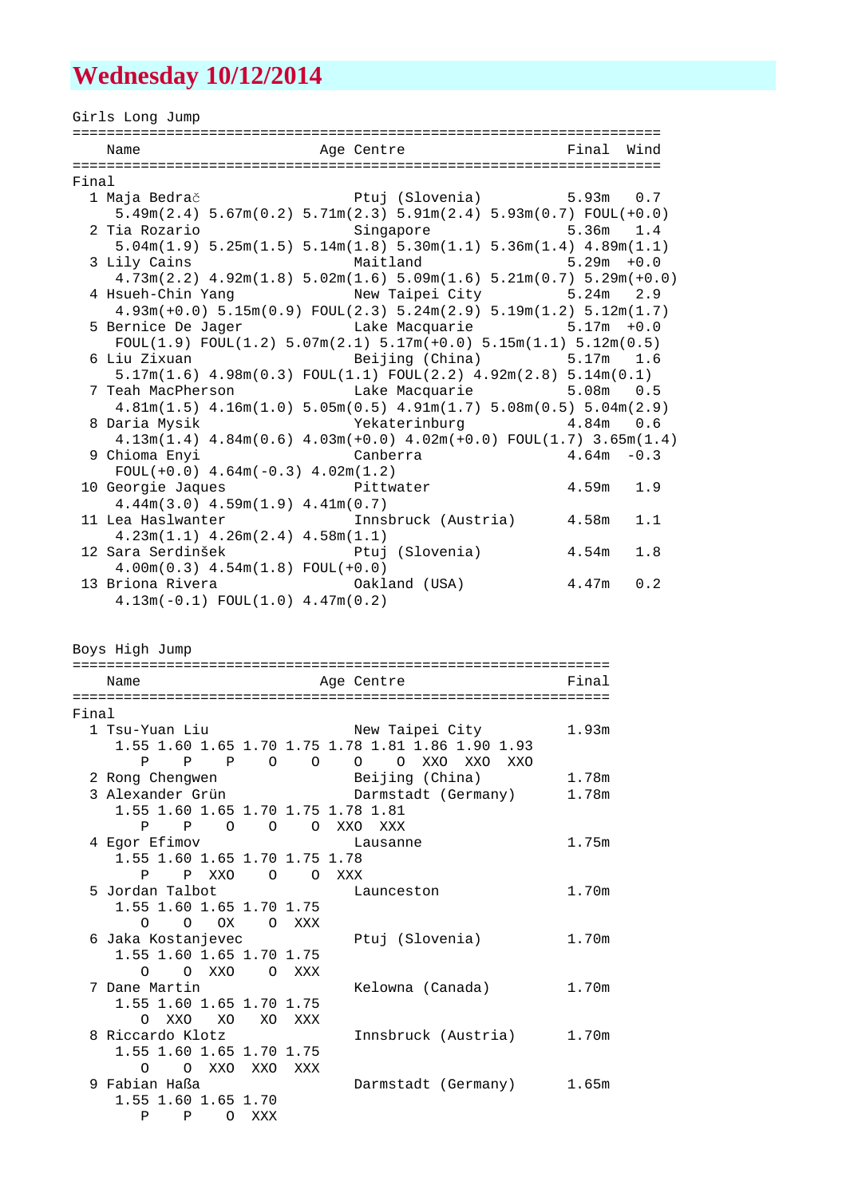# Wednesday 10/12/2014

Girls Long Jump

```
======================================================================
    Name                    Age Centre                  Final  Wind
======================================================================
Final
  1 Maja Bedrač                  Ptuj (Slovenia)         5.93m   0.7
     5.49m(2.4) 5.67m(0.2) 5.71m(2.3) 5.91m(2.4) 5.93m(0.7) FOUL(+0.0)
  2 Tia Rozario                  Singapore               5.36m   1.4
     5.04m(1.9) 5.25m(1.5) 5.14m(1.8) 5.30m(1.1) 5.36m(1.4) 4.89m(1.1)
  3 Lily Cains                   Maitland                5.29m  +0.0
     4.73m(2.2) 4.92m(1.8) 5.02m(1.6) 5.09m(1.6) 5.21m(0.7) 5.29m(+0.0)
  4 Hsueh-Chin Yang              New Taipei City         5.24m   2.9
     4.93m(+0.0) 5.15m(0.9) FOUL(2.3) 5.24m(2.9) 5.19m(1.2) 5.12m(1.7)
  5 Bernice De Jager             Lake Macquarie          5.17m  +0.0
     FOUL(1.9) FOUL(1.2) 5.07m(2.1) 5.17m(+0.0) 5.15m(1.1) 5.12m(0.5)
  6 Liu Zixuan                   Beijing (China)         5.17m   1.6
     5.17m(1.6) 4.98m(0.3) FOUL(1.1) FOUL(2.2) 4.92m(2.8) 5.14m(0.1)
  7 Teah MacPherson              Lake Macquarie          5.08m   0.5
     4.81m(1.5) 4.16m(1.0) 5.05m(0.5) 4.91m(1.7) 5.08m(0.5) 5.04m(2.9)
  8 Daria Mysik                  Yekaterinburg           4.84m   0.6
     4.13m(1.4) 4.84m(0.6) 4.03m(+0.0) 4.02m(+0.0) FOUL(1.7) 3.65m(1.4)
  9 Chioma Enyi                  Canberra                4.64m  -0.3
     FOUL(+0.0) 4.64m(-0.3) 4.02m(1.2)
 10 Georgie Jaques               Pittwater               4.59m   1.9
     4.44m(3.0) 4.59m(1.9) 4.41m(0.7)
 11 Lea Haslwanter               Innsbruck (Austria)     4.58m   1.1
     4.23m(1.1) 4.26m(2.4) 4.58m(1.1)
 12 Sara Serdinšek               Ptuj (Slovenia)         4.54m   1.8
     4.00m(0.3) 4.54m(1.8) FOUL(+0.0)
 13 Briona Rivera                Oakland (USA)           4.47m   0.2
     4.13m(-0.1) FOUL(1.0) 4.47m(0.2)
```

Boys High Jump

```
================================================================
    Name                    Age Centre                  Final
================================================================
Final
  1 Tsu-Yuan Liu                 New Taipei City         1.93m
     1.55 1.60 1.65 1.70 1.75 1.78 1.81 1.86 1.90 1.93
        P    P    P    O    O    O    O  XXO  XXO  XXO
  2 Rong Chengwen                Beijing (China)         1.78m
  3 Alexander Grün               Darmstadt (Germany)     1.78m
     1.55 1.60 1.65 1.70 1.75 1.78 1.81
        P    P    O    O    O  XXO  XXX
  4 Egor Efimov                  Lausanne                1.75m
     1.55 1.60 1.65 1.70 1.75 1.78
        P    P  XXO    O    O  XXX
  5 Jordan Talbot                Launceston              1.70m
     1.55 1.60 1.65 1.70 1.75
        O    O   OX    O  XXX
  6 Jaka Kostanjevec             Ptuj (Slovenia)         1.70m
     1.55 1.60 1.65 1.70 1.75
        O    O  XXO    O  XXX
  7 Dane Martin                  Kelowna (Canada)        1.70m
     1.55 1.60 1.65 1.70 1.75
        O  XXO   XO   XO  XXX
  8 Riccardo Klotz               Innsbruck (Austria)     1.70m
     1.55 1.60 1.65 1.70 1.75
        O    O  XXO  XXO  XXX
  9 Fabian Haßa                  Darmstadt (Germany)     1.65m
     1.55 1.60 1.65 1.70
        P    P    O  XXX
```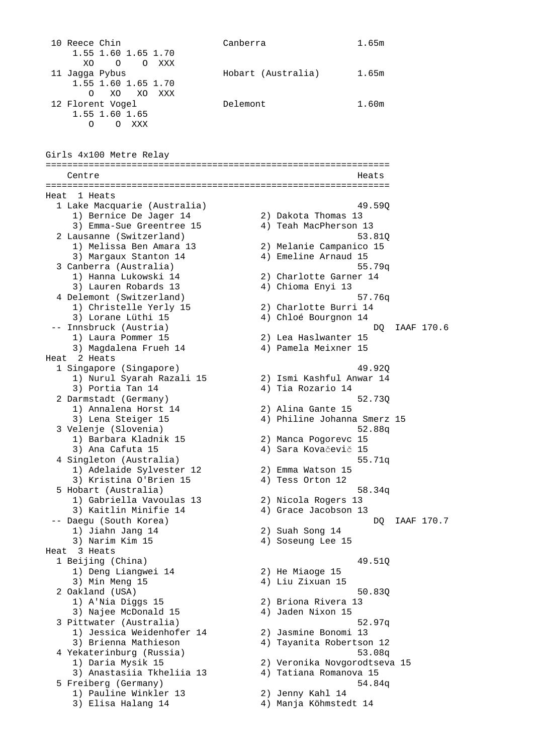```
 10 Reece Chin                    Canberra                1.65m
     1.55 1.60 1.65 1.70
       XO    O    O  XXX
 11 Jagga Pybus                   Hobart (Australia)      1.65m
     1.55 1.60 1.65 1.70
        O   XO   XO  XXX
 12 Florent Vogel                 Delemont                1.60m
     1.55 1.60 1.65
        O    O  XXX
```

Girls 4x100 Metre Relay

```
================================================================
    Centre                                                 Heats
================================================================
Heat  1 Heats
  1 Lake Macquarie (Australia)                             49.59Q
     1) Bernice De Jager 14           2) Dakota Thomas 13
     3) Emma-Sue Greentree 15         4) Teah MacPherson 13
  2 Lausanne (Switzerland)                                 53.81Q
     1) Melissa Ben Amara 13          2) Melanie Campanico 15
     3) Margaux Stanton 14            4) Emeline Arnaud 15
  3 Canberra (Australia)                                   55.79q
     1) Hanna Lukowski 14             2) Charlotte Garner 14
     3) Lauren Robards 13             4) Chioma Enyi 13
  4 Delemont (Switzerland)                                 57.76q
     1) Christelle Yerly 15           2) Charlotte Burri 14
     3) Lorane Lüthi 15               4) Chloé Bourgnon 14
 -- Innsbruck (Austria)                                       DQ  IAAF 170.6
     1) Laura Pommer 15               2) Lea Haslwanter 15
     3) Magdalena Frueh 14            4) Pamela Meixner 15
Heat  2 Heats
  1 Singapore (Singapore)                                  49.92Q
     1) Nurul Syarah Razali 15        2) Ismi Kashful Anwar 14
     3) Portia Tan 14                 4) Tia Rozario 14
  2 Darmstadt (Germany)                                    52.73Q
     1) Annalena Horst 14             2) Alina Gante 15
     3) Lena Steiger 15               4) Philine Johanna Smerz 15
  3 Velenje (Slovenia)                                     52.88q
     1) Barbara Kladnik 15            2) Manca Pogorevc 15
     3) Ana Cafuta 15                 4) Sara Kovačevič 15
  4 Singleton (Australia)                                  55.71q
     1) Adelaide Sylvester 12         2) Emma Watson 15
     3) Kristina O'Brien 15           4) Tess Orton 12
  5 Hobart (Australia)                                     58.34q
     1) Gabriella Vavoulas 13         2) Nicola Rogers 13
     3) Kaitlin Minifie 14            4) Grace Jacobson 13
 -- Daegu (South Korea)                                       DQ  IAAF 170.7
     1) Jiahn Jang 14                 2) Suah Song 14
     3) Narim Kim 15                  4) Soseung Lee 15
Heat  3 Heats
  1 Beijing (China)                                        49.51Q
     1) Deng Liangwei 14              2) He Miaoge 15
     3) Min Meng 15                   4) Liu Zixuan 15
  2 Oakland (USA)                                          50.83Q
     1) A'Nia Diggs 15                2) Briona Rivera 13
     3) Najee McDonald 15             4) Jaden Nixon 15
  3 Pittwater (Australia)                                  52.97q
     1) Jessica Weidenhofer 14        2) Jasmine Bonomi 13
     3) Brienna Mathieson             4) Tayanita Robertson 12
  4 Yekaterinburg (Russia)                                 53.08q
     1) Daria Mysik 15                2) Veronika Novgorodtseva 15
     3) Anastasiia Tkheliia 13        4) Tatiana Romanova 15
  5 Freiberg (Germany)                                     54.84q
     1) Pauline Winkler 13            2) Jenny Kahl 14
     3) Elisa Halang 14               4) Manja Köhmstedt 14
```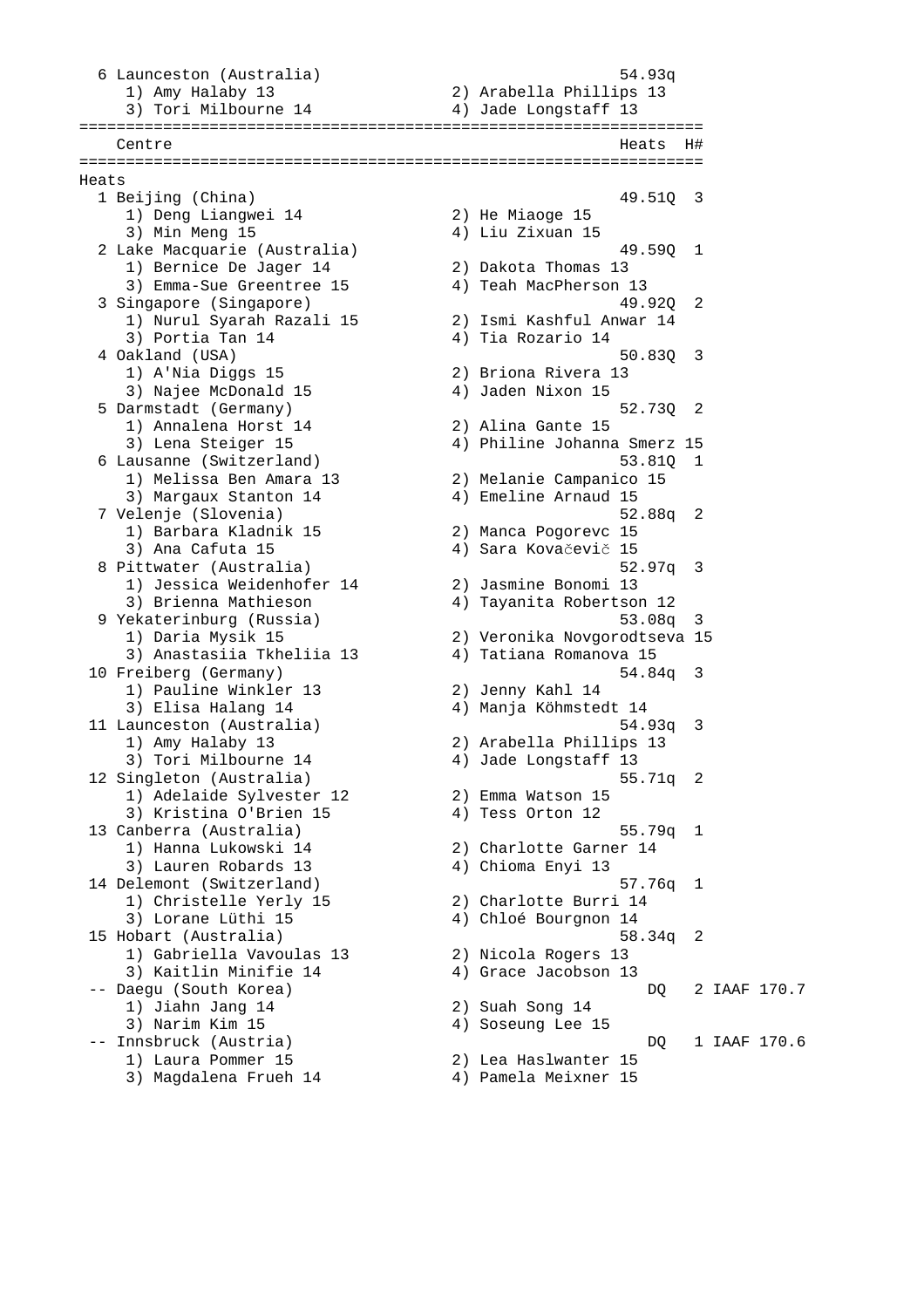```
  6 Launceston (Australia)                              54.93q
     1) Amy Halaby 13                    2) Arabella Phillips 13
     3) Tori Milbourne 14                4) Jade Longstaff 13
=================================================================
    Centre                                              Heats  H#
=================================================================
Heats
  1 Beijing (China)                                     49.51Q  3
     1) Deng Liangwei 14                 2) He Miaoge 15
     3) Min Meng 15                      4) Liu Zixuan 15
  2 Lake Macquarie (Australia)                          49.59Q  1
     1) Bernice De Jager 14              2) Dakota Thomas 13
     3) Emma-Sue Greentree 15            4) Teah MacPherson 13
  3 Singapore (Singapore)                               49.92Q  2
     1) Nurul Syarah Razali 15           2) Ismi Kashful Anwar 14
     3) Portia Tan 14                    4) Tia Rozario 14
  4 Oakland (USA)                                       50.83Q  3
     1) A'Nia Diggs 15                   2) Briona Rivera 13
     3) Najee McDonald 15                4) Jaden Nixon 15
  5 Darmstadt (Germany)                                 52.73Q  2
     1) Annalena Horst 14                2) Alina Gante 15
     3) Lena Steiger 15                  4) Philine Johanna Smerz 15
  6 Lausanne (Switzerland)                              53.81Q  1
     1) Melissa Ben Amara 13             2) Melanie Campanico 15
     3) Margaux Stanton 14               4) Emeline Arnaud 15
  7 Velenje (Slovenia)                                  52.88q  2
     1) Barbara Kladnik 15               2) Manca Pogorevc 15
     3) Ana Cafuta 15                    4) Sara Kovačevič 15
  8 Pittwater (Australia)                               52.97q  3
     1) Jessica Weidenhofer 14           2) Jasmine Bonomi 13
     3) Brienna Mathieson                4) Tayanita Robertson 12
  9 Yekaterinburg (Russia)                              53.08q  3
     1) Daria Mysik 15                   2) Veronika Novgorodtseva 15
     3) Anastasiia Tkheliia 13           4) Tatiana Romanova 15
 10 Freiberg (Germany)                                  54.84q  3
     1) Pauline Winkler 13               2) Jenny Kahl 14
     3) Elisa Halang 14                  4) Manja Köhmstedt 14
 11 Launceston (Australia)                              54.93q  3
     1) Amy Halaby 13                    2) Arabella Phillips 13
     3) Tori Milbourne 14                4) Jade Longstaff 13
 12 Singleton (Australia)                               55.71q  2
     1) Adelaide Sylvester 12            2) Emma Watson 15
     3) Kristina O'Brien 15              4) Tess Orton 12
 13 Canberra (Australia)                                55.79q  1
     1) Hanna Lukowski 14                2) Charlotte Garner 14
     3) Lauren Robards 13                4) Chioma Enyi 13
 14 Delemont (Switzerland)                              57.76q  1
     1) Christelle Yerly 15              2) Charlotte Burri 14
     3) Lorane Lüthi 15                  4) Chloé Bourgnon 14
 15 Hobart (Australia)                                  58.34q  2
     1) Gabriella Vavoulas 13            2) Nicola Rogers 13
     3) Kaitlin Minifie 14               4) Grace Jacobson 13
 -- Daegu (South Korea)                                     DQ   2 IAAF 170.7
     1) Jiahn Jang 14                    2) Suah Song 14
     3) Narim Kim 15                     4) Soseung Lee 15
 -- Innsbruck (Austria)                                     DQ   1 IAAF 170.6
     1) Laura Pommer 15                  2) Lea Haslwanter 15
     3) Magdalena Frueh 14               4) Pamela Meixner 15
```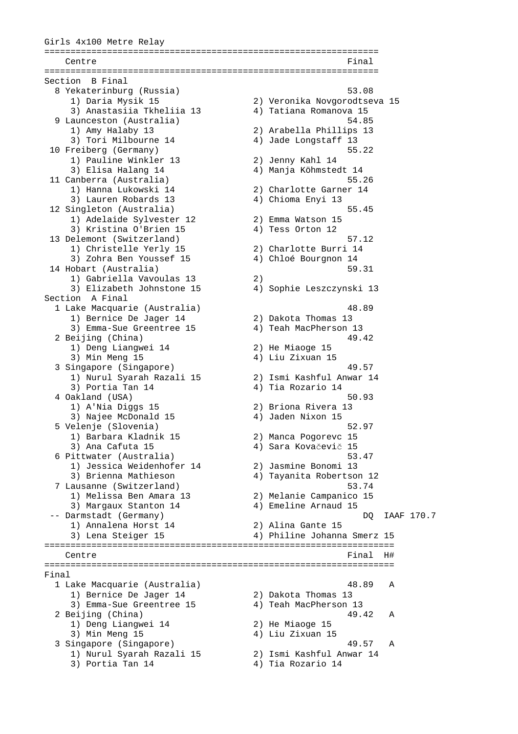Girls 4x100 Metre Relay

```
================================================================
    Centre                                                 Final
================================================================
Section  B Final
  8 Yekaterinburg (Russia)                                 53.08
     1) Daria Mysik 15                2) Veronika Novgorodtseva 15
     3) Anastasiia Tkheliia 13        4) Tatiana Romanova 15
  9 Launceston (Australia)                                 54.85
     1) Amy Halaby 13                 2) Arabella Phillips 13
     3) Tori Milbourne 14             4) Jade Longstaff 13
 10 Freiberg (Germany)                                     55.22
     1) Pauline Winkler 13            2) Jenny Kahl 14
     3) Elisa Halang 14               4) Manja Köhmstedt 14
 11 Canberra (Australia)                                   55.26
     1) Hanna Lukowski 14             2) Charlotte Garner 14
     3) Lauren Robards 13             4) Chioma Enyi 13
 12 Singleton (Australia)                                  55.45
     1) Adelaide Sylvester 12         2) Emma Watson 15
     3) Kristina O'Brien 15           4) Tess Orton 12
 13 Delemont (Switzerland)                                 57.12
     1) Christelle Yerly 15           2) Charlotte Burri 14
     3) Zohra Ben Youssef 15          4) Chloé Bourgnon 14
 14 Hobart (Australia)                                     59.31
     1) Gabriella Vavoulas 13         2)
     3) Elizabeth Johnstone 15        4) Sophie Leszczynski 13
Section  A Final
  1 Lake Macquarie (Australia)                             48.89
     1) Bernice De Jager 14           2) Dakota Thomas 13
     3) Emma-Sue Greentree 15         4) Teah MacPherson 13
  2 Beijing (China)                                        49.42
     1) Deng Liangwei 14              2) He Miaoge 15
     3) Min Meng 15                   4) Liu Zixuan 15
  3 Singapore (Singapore)                                  49.57
     1) Nurul Syarah Razali 15        2) Ismi Kashful Anwar 14
     3) Portia Tan 14                 4) Tia Rozario 14
  4 Oakland (USA)                                          50.93
     1) A'Nia Diggs 15                2) Briona Rivera 13
     3) Najee McDonald 15             4) Jaden Nixon 15
  5 Velenje (Slovenia)                                     52.97
     1) Barbara Kladnik 15            2) Manca Pogorevc 15
     3) Ana Cafuta 15                 4) Sara Kovačevič 15
  6 Pittwater (Australia)                                  53.47
     1) Jessica Weidenhofer 14        2) Jasmine Bonomi 13
     3) Brienna Mathieson             4) Tayanita Robertson 12
  7 Lausanne (Switzerland)                                 53.74
     1) Melissa Ben Amara 13          2) Melanie Campanico 15
     3) Margaux Stanton 14            4) Emeline Arnaud 15
 -- Darmstadt (Germany)                                       DQ  IAAF 170.7
     1) Annalena Horst 14             2) Alina Gante 15
     3) Lena Steiger 15               4) Philine Johanna Smerz 15
===================================================================
    Centre                                                 Final  H#
===================================================================
Final
  1 Lake Macquarie (Australia)                             48.89   A
     1) Bernice De Jager 14           2) Dakota Thomas 13
     3) Emma-Sue Greentree 15         4) Teah MacPherson 13
  2 Beijing (China)                                        49.42   A
     1) Deng Liangwei 14              2) He Miaoge 15
     3) Min Meng 15                   4) Liu Zixuan 15
  3 Singapore (Singapore)                                  49.57   A
     1) Nurul Syarah Razali 15        2) Ismi Kashful Anwar 14
     3) Portia Tan 14                 4) Tia Rozario 14
```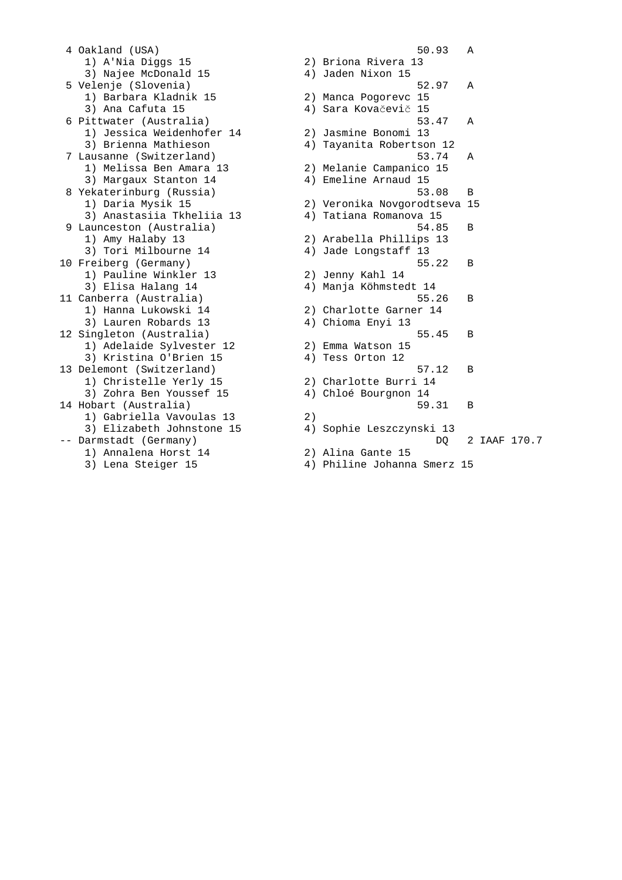```
  4 Oakland (USA)                                       50.93   A
     1) A'Nia Diggs 15                 2) Briona Rivera 13
     3) Najee McDonald 15              4) Jaden Nixon 15
  5 Velenje (Slovenia)                                  52.97   A
     1) Barbara Kladnik 15             2) Manca Pogorevc 15
     3) Ana Cafuta 15                  4) Sara Kovačevič 15
  6 Pittwater (Australia)                               53.47   A
     1) Jessica Weidenhofer 14         2) Jasmine Bonomi 13
     3) Brienna Mathieson              4) Tayanita Robertson 12
  7 Lausanne (Switzerland)                              53.74   A
     1) Melissa Ben Amara 13           2) Melanie Campanico 15
     3) Margaux Stanton 14             4) Emeline Arnaud 15
  8 Yekaterinburg (Russia)                              53.08   B
     1) Daria Mysik 15                 2) Veronika Novgorodtseva 15
     3) Anastasiia Tkheliia 13         4) Tatiana Romanova 15
  9 Launceston (Australia)                              54.85   B
     1) Amy Halaby 13                  2) Arabella Phillips 13
     3) Tori Milbourne 14              4) Jade Longstaff 13
 10 Freiberg (Germany)                                  55.22   B
     1) Pauline Winkler 13             2) Jenny Kahl 14
     3) Elisa Halang 14                4) Manja Köhmstedt 14
 11 Canberra (Australia)                                55.26   B
     1) Hanna Lukowski 14              2) Charlotte Garner 14
     3) Lauren Robards 13              4) Chioma Enyi 13
 12 Singleton (Australia)                               55.45   B
     1) Adelaide Sylvester 12          2) Emma Watson 15
     3) Kristina O'Brien 15            4) Tess Orton 12
 13 Delemont (Switzerland)                              57.12   B
     1) Christelle Yerly 15            2) Charlotte Burri 14
     3) Zohra Ben Youssef 15           4) Chloé Bourgnon 14
 14 Hobart (Australia)                                  59.31   B
     1) Gabriella Vavoulas 13          2)
     3) Elizabeth Johnstone 15         4) Sophie Leszczynski 13
 -- Darmstadt (Germany)                                    DQ   2 IAAF 170.7
     1) Annalena Horst 14              2) Alina Gante 15
     3) Lena Steiger 15                4) Philine Johanna Smerz 15
```